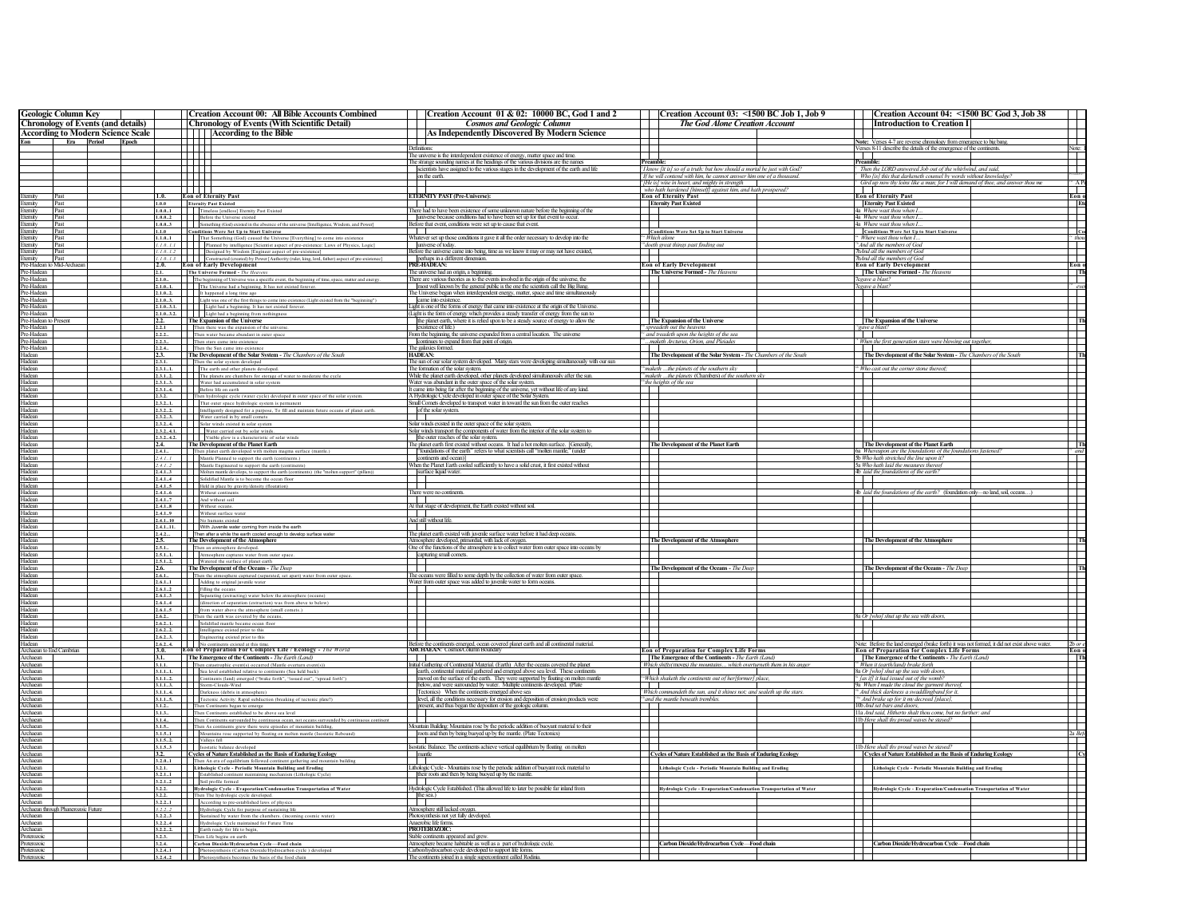| Geologic Column Key: Chronology of Events (and details) According to Modern Science Scale (Eon / Era / Period / Epoch) | No. | Creation Account 00: All Bible Accounts Combined — Chronology of Events (With Scientific Detail) According to the Bible | Creation Account 01 & 02: 10000 BC, God 1 and 2 — *Cosmos and Geologic Column* As Independently Discovered By Modern Science | Creation Account 03: <1500 BC Job 1, Job 9 — *The God Alone Creation Account* | Creation Account 04: <1500 BC God 3, Job 38 — Introduction to Creation I |
|---|---|---|---|---|---|
| | | | Definitions: | | Note: Verses 4-7 are reverse chronology from emergence to big bang. Verses 8-11 describe the details of the emergence of the continents. |
| | | | The universe is the interdependent existence of energy, matter space and time. | | |
| | | | The strange sounding names at the headings of the various divisions are the names | Preamble: | Preamble: |
| | | | scientists have assigned to the various stages in the development of the earth and life | *I know [it is] so of a truth: but how should a mortal be just with God?* | *Then the LORD answered Job out of the whirlwind, and said,* |
| | | | on the earth. | *If he will contend with him, he cannot answer him one of a thousand.* | *Who [is] this that darkeneth counsel by words without knowledge?* |
| | | | | *[He is] wise in heart, and mighty in strength* | *Gird up now thy loins like a man; for I will demand of thee, and answer thou me* |
| | | | | *who hath hardened [himself] against him, and hath prospered?* | |
| Eternity Past | 1.0. | **Eon of Eternity Past** | **ETERNITY PAST (Pre-Universe):** | **Eon of Eternity Past** | **Eon of Eternity Past** |
| Eternity Past | 1.0.0 | **Eternity Past Existed** | | **Eternity Past Existed** | **Eternity Past Existed** |
| Eternity Past | 1.0.0..1 | Timeless [endless] Eternity Past Existed | There had to have been existence of some unknown nature before the beginning of the | | *4a Where wast thou when I...* |
| Eternity Past | 1.0.0..2 | Before the Universe existed | universe because conditions had to have been set up for that event to occur. | | *4a Where wast thou when I...* |
| Eternity Past | 1.0.0..3 | Something (God) existed in the absence of the universe [Intelligence, Wisdom, and Power] | Before that event, conditions were set up to cause that event. | | *4a Where wast thou when I...* |
| Eternity Past | 1.1.0 | **Conditions Were Set Up to Start Universe** | | **Conditions Were Set Up to Start Universe** | **Conditions Were Set Up to Start Universe** |
| Eternity Past | 1.1.0..1 | That Something (God) caused the Universe [Everything] to come into existence | Whatever set up those conditions it gave it all the order necessary to develop into the | *Which alone* | *Where wast thou when I...* |
| Eternity Past | 1.1.0..1.1 | Planned by intelligence [Scientist aspect of pre-existence: Laws of Physics, Logic] | universe of today. | *doeth great things past finding out* | *And all the members of God* |
| Eternity Past | 1.1.0..1.2 | Designed by Wisdom [Engineer aspect of pre-existence] | Before the universe came into being, time as we know it may or may not have existed, | | *7bAnd all the members of God* |
| Eternity Past | 1.1.0..1.3 | Constructed (created) by Power [Authority (ruler, king, lord, father) aspect of pre-existence] | perhaps in a different dimension. | | *7bAnd all the members of God* |
| Pre-Hadean to Mid-Archaean | 2.0. | **Eon of Early Development** | **PRE-HADEAN:** | **Eon of Early Development** | **Eon of Early Development** |
| Pre-Hadean | 2.1. | **The Universe Formed** - *The Heavens* | The universe had an origin, a beginning. | **The Universe Formed** - *The Heavens* | **The Universe Formed** - *The Heavens* |
| Pre-Hadean | 2.1.0.. | The beginning of Universe was a specific event, the beginning of time, space, matter and energy. | There are various theories as to the events involved in the origin of the universe, the | | *7agave a blast?* |
| Pre-Hadean | 2.1.0..1 | The Universe had a beginning. It has not existed forever. | most well known by the general public is the one the scientists call the Big Bang. | | *7agave a blast?* |
| Pre-Hadean | 2.1.0..2 | It happened a long time ago | The Universe began when interdependent energy, matter, space and time simultaneously | | |
| Pre-Hadean | 2.1.0..3 | Light was one of the first things to come into existence (Light existed from the "beginning") | came into existence. | | |
| Pre-Hadean | 2.1.0..3.1 | Light had a beginning. It has not existed forever. | Light is one of the forms of energy that came into existence at the origin of the Universe. | | |
| Pre-Hadean | 2.1.0..3.2 | Light had a beginning from nothingness | (Light is the form of energy which provides a steady transfer of energy from the sun to | | |
| Pre-Hadean to Present | 2.2. | **The Expansion of the Universe** | the planet earth, where it is relied upon to be a steady source of energy to allow the | **The Expansion of the Universe** | **The Expansion of the Universe** |
| Pre-Hadean | 2.2.1 | Then there was the expansion of the universe | existence of life.) | *spreadeth out the heavens* | *gave a blast?* |
| Pre-Hadean | 2.2.2.. | Then water became abundant in outer space | From the beginning, the universe expanded from a central location. The universe | *and treadeth upon the heights of the sea* | |
| Pre-Hadean | 2.2.3.. | Then stars came into existence | continues to expand from that point of origin. | *...maketh Arcturus, Orion, and Pleiades* | *When the first generation stars were blowing out together,* |
| Pre-Hadean | 2.2.4.. | Then the Sun came into existence | The galaxies formed. | | |
| Hadean | 2.3. | **The Development of the Solar System** - *The Chambers of the South* | **HADEAN:** | **The Development of the Solar System** - *The Chambers of the South* | **The Development of the Solar System** - *The Chambers of the South* |
| Hadean | 2.3.1. | Then the solar system developed | The sun of our solar system developed. Many stars were developing simultaneously with our sun | | |
| Hadean | 2.3.1..1 | The earth and other planets developed | The formation of the solar system. | *maketh ...the planets of the southern sky* | *Who cast out the corner stone thereof;* |
| Hadean | 2.3.1..2 | The planets are chambers for storage of water to moderate the cycle | While the planet earth developed, other planets developed simultaneously after the sun. | *maketh ...the planets (Chambers) of the southern sky* | |
| Hadean | 2.3.1..3 | Water had accumulated in solar system | Water was abundant in the outer space of the solar system. | *the heights of the sea* | |
| Hadean | 2.3.1..4 | Before life on earth | It came into being far after the beginning of the universe, yet without life of any kind. | | |
| Hadean | 2.3.2. | Then hydrologic cycle (water cycle) developed in outer space of the solar system | A Hydrologic Cycle developed in outer space of the Solar System. | | |
| Hadean | 2.3.2..1 | That outer space hydrologic system is permanent | Small Comets developed to transport water in toward the sun from the outer reaches | | |
| Hadean | 2.3.2..2 | Intelligently designed for a purpose, To fill and maintain future oceans of planet earth. | of the solar system. | | |
| Hadean | 2.3.2..3 | Water carried in by small comets | | | |
| Hadean | 2.3.2..4 | Solar winds existed in solar system | Solar winds existed in the outer space of the solar system. | | |
| Hadean | 2.3.2..4.1 | Water carried out by solar winds | Solar winds transport the components of water from the interior of the solar system to | | |
| Hadean | 2.3.2..4.2 | Visible glow is a characteristic of solar winds | the outer reaches of the solar system. | | |
| Hadean | 2.4. | **The Development of the Planet Earth** | The planet earth first existed without oceans. It had a hot molten surface. [Generally, | **The Development of the Planet Earth** | **The Development of the Planet Earth** |
| Hadean | 2.4.1.. | Then planet earth developed with molten magma surface (mantle) | "foundations of the earth" refers to what scientists call "molten mantle," (under | | *6a Whereupon are the foundations of the foundations fastened?* |
| Hadean | 2.4.1..1 | Mantle Planned to support the earth (continents) | continents and ocean)] | | *5b Who hath stretched the line upon it?* |
| Hadean | 2.4.1..2 | Mantle Engineered to support the earth (continents) | When the Planet Earth cooled sufficiently to have a solid crust, it first existed without | | *5a Who hath laid the measures thereof* |
| Hadean | 2.4.1..3 | Molten mantle develops, to support the earth (continents) (the "molten support" (pillars)) | surface liquid water. | | *4b laid the foundations of the earth?* |
| Hadean | 2.4.1..4 | Solidified Mantle is to become the ocean floor | | | |
| Hadean | 2.4.1..5 | Held in place by gravity/density (floatation) | | | |
| Hadean | 2.4.1..6 | Without continents | There were no continents. | | *4b laid the foundations of the earth?* (foundation only—no land, soil, oceans...) |
| Hadean | 2.4.1..7 | And without soil | | | |
| Hadean | 2.4.1..8 | Without oceans | At that stage of development, the Earth existed without soil. | | |
| Hadean | 2.4.1..9 | Without surface water | | | |
| Hadean | 2.4.1..10 | No humans existed | And still without life. | | |
| Hadean | 2.4.1..11. | With Juvenile water coming from inside the earth | | | |
| Hadean | 2.4.2... | Then after a while the earth cooled enough to develop surface water | The planet earth existed with juvenile surface water before it had deep oceans. | | |
| Hadean | 2.5. | **The Development of the Atmosphere** | Atmosphere developed, primordial, with lack of oxygen. | **The Development of the Atmosphere** | **The Development of the Atmosphere** |
| Hadean | 2.5.1.. | Then as atmosphere developed | One of the functions of the atmosphere is to collect water from outer space into oceans by | | |
| Hadean | 2.5.1..1 | Atmosphere captures water from outer space | capturing small comets. | | |
| Hadean | 2.5.1..2 | Watered the surface of planet earth | | | |
| Hadean | 2.6. | **The Development of the Oceans** - *The Deep* | | **The Development of the Oceans** - *The Deep* | **The Development of the Oceans** - *The Deep* |
| Hadean | 2.6.1.. | Then the atmosphere captured (separated, set apart) water from outer space | The oceans were filled to some depth by the collection of water from outer space. | | |
| Hadean | 2.6.1..1 | Adding to original juvenile water | Water from outer space was added to juvenile water to form oceans. | | |
| Hadean | 2.6.1..2 | Filling the oceans | | | |
| Hadean | 2.6.1..3 | Separating (extracting) water below the atmosphere (oceans) | | | |
| Hadean | 2.6.1..4 | (direction of separation (extraction) was from above to below) | | | |
| Hadean | 2.6.1..5 | from water above the atmosphere (small comets) | | | |
| Hadean | 2.6.2.. | Then the earth was covered by the oceans, | | | *8a Or [who] shut up the sea with doors,* |
| Hadean | 2.6.2..1 | Solidified mantle became ocean floor | | | |
| Hadean | 2.6.2..2 | Intelligence existed prior to this | | | |
| Hadean | 2.6.2..3 | Engineering existed prior to this | | | |
| Hadean | 2.6.2..4 | No continents existed at this time | Before the continents emerged, ocean covered planet earth and all continental material. | | Note: Before the land emerged (brake forth) it was not formed, it did not exist above water. |
| Archaean to End Cambrian | 3.0. | **Eon of Preparation For Complex Life / Ecology** - *The World* | **ARCHAEAN:** Cosmos/Column Boundary | **Eon of Preparation for Complex Life Forms** | **Eon of Preparation for Complex Life Forms** |
| Archaean | 3.1. | **The Emergence of the Continents** - *The Earth (Land)* | | **The Emergence of the Continents** - *The Earth (Land)* | **The Emergence of the Continents** - *The Earth (Land)* |
| Archaean | 3.1.1. | Then catastrophic event(s) occurred (Mantle overturn event(s)) | Initial Gathering of Continental Material. (Earth) After the oceans covered the planet | *Which shifts(moves) the mountains... which overturneth them in his anger* | *When it (earth/land) brake forth* |
| Archaean | 3.1.1..1 | Sea level established relative to continents (Sea held back) | earth, continental material gathered and emerged above sea level. These continents | | *8a Or [who] shut up the sea with doors,* |
| Archaean | 3.1.1..2 | Continents (land) emerged ("brake forth", "issued out", "spread forth") | moved on the surface of the earth. They were supported by floating on molten mantle | *Which shaketh the continents out of her[former] place,* | *as if] it had issued out of the womb?* |
| Archaean | 3.1.1..3 | Storm-Clouds-Wind | below, and were surrounded by water. Multiple continents developed. (Plate | | *9a When I made the cloud the garment thereof,* |
| Archaean | 3.1.1..4 | Darkness (debris in atmosphere) | Tectonics) When the continents emerged above sea | *Which commandeth the sun, and it rises not; and sealeth up the stars.* | *And thick darkness a swaddlingband for it,* |
| Archaean | 3.1.1..5 | Tectonic Activity: Rapid subduction (breaking of tectonic plate?) | level, all the conditions necessary for erosion and deposition of erosion products were | *and the mantle beneath trembles.* | *And brake up for it my decreed [place],* |
| Archaean | 3.1.2.. | Then Continents began to emerge | present, and thus began the deposition of the geologic column. | | *10bAnd set bars and doors,* |
| Archaean | 3.1.3.. | Then Continents established to be above sea level | | | *11a And said, Hitherto shalt thou come, but no further: and* |
| Archaean | 3.1.4.. | Then Continents surrounded by continuous ocean, not oceans surrounded by continuous continent | | | *11b Here shall thy proud waves be stayed?* |
| Archaean | 3.1.5.. | Then as continents grew there were episodes of mountain building, | Mountain Building: Mountains rose by the periodic addition of buoyant material to their | | |
| Archaean | 3.1.5..1 | Mountains rose supported by floating on molten mantle (Isostatic Rebound) | roots and then by being buoyed up by the mantle. (Plate Tectonics) | | |
| Archaean | 3.1.5..2 | Valleys fell | | | |
| Archaean | 3.1.5..3 | Isostatic balance developed | Isostatic Balance: The continents achieve vertical equilibrium by floating on molten | | *11b Here shall thy proud waves be stayed?* |
| Archaean | 3.2. | **Cycles of Nature Established as the Basis of Enduring Ecology** | mantle | **Cycles of Nature Established as the Basis of Enduring Ecology** | **Cycles of Nature Established as the Basis of Enduring Ecology** |
| Archaean | 3.2.0..1 | Then An era of equilibrium followed continent gathering and mountain building | | | |
| Archaean | 3.2.1. | **Lithologic Cycle - Periodic Mountain Building and Eroding** | Lithologic Cycle - Mountains rose by the periodic addition of buoyant rock material to | **Lithologic Cycle - Periodic Mountain Building and Eroding** | **Lithologic Cycle - Periodic Mountain Building and Eroding** |
| Archaean | 3.2.1..1 | Established continent maintaining mechanism (Lithologic Cycle) | their roots and then by being buoyed up by the mantle. | | |
| Archaean | 3.2.1..2 | Soil profile formed | | | |
| Archaean | 3.2.2. | **Hydrologic Cycle - Evaporation/Condensation Transportation of Water** | Hydrologic Cycle Established. (This allowed life to later be possible far inland from | **Hydrologic Cycle - Evaporation/Condensation Transportation of Water** | **Hydrologic Cycle - Evaporation/Condensation Transportation of Water** |
| Archaean | 3.2.2.. | Then The hydrologic cycle developed. | the sea.) | | |
| Archaean | 3.2.2..1 | According to pre-established laws of physics | | | |
| Archaean through Phanerozoic Future | 3.2.2..2 | Hydrologic Cycle for purpose of sustaining life | Atmosphere still lacked oxygen. | | |
| Archaean | 3.2.2..3 | Sustained by water from the chambers (incoming cosmic water) | Photosynthesis not yet fully developed. | | |
| Archaean | 3.2.2..4 | Hydrologic Cycle maintained for Future Time | Anaerobic life forms. | | |
| Archaean | 3.2.2..2 | Earth ready for life to begin, | **PROTEROZOIC:** | | |
| Proterozoic | 3.2.3. | Then Life begins on earth | Stable continents appeared and grew. | | |
| Proterozoic | 3.2.4. | **Carbon Dioxide/Hydrocarbon Cycle—Food chain** | Atmosphere became habitable as well as a part of hydrologic cycle. | **Carbon Dioxide/Hydrocarbon Cycle—Food chain** | **Carbon Dioxide/Hydrocarbon Cycle—Food chain** |
| Proterozoic | 3.2.4..1 | Photosynthesis (Carbon Dioxide/Hydrocarbon cycle ) developed | Carbon/hydrocarbon cycle developed to support life forms. | | |
| Proterozoic | 3.2.4..2 | Photosynthesis becomes the basis of the food chain | The continents joined in a single supercontinent called Rodinia. | | |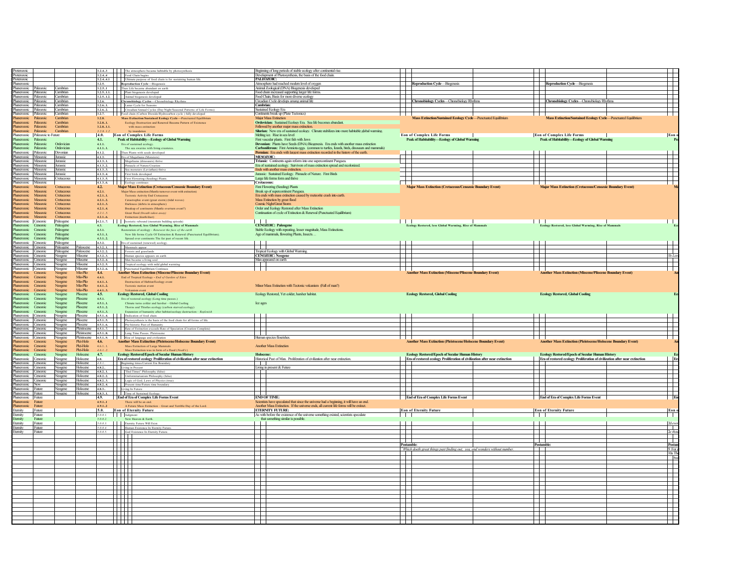| Eon | Era | Period | Epoch | No. | Event | Description | | | | | | |
|---|---|---|---|---|---|---|---|---|---|---|---|---|
| Proterozoic | | | | 3.2.4..3 | The atmosphere became habitable by photosynthesis | Beginning of long periods of stable ecology after continental rise. | | | | | | |
| Proterozoic | | | | 3.2.4..4 | Food Chain begins | Development of Photosynthesis, the basis of the food chain. | | | | | | |
| Proterozoic | | | | 3.2.4..4.1 | Ultimate purpose of food chain is for sustaining human life. | **PALEOZOIC:** | | | | | | |
| Phanerozoic | | | | 3.2.5. | **Reproduction Cycle**—Biogenesis | Atmosphere had reached modern level of oxygen. | **Reproduction Cycle**—Biogenesis | | **Reproduction Cycle**—Biogenesis | | | |
| Phanerozoic | Paleozoic | Cambrian | | 3.2.5..1 | Then Life became abundant on earth | Animal Zoological (DNA) Biogenesis developed | | | | | | |
| Phanerozoic | Paleozoic | Cambrian | | 3.2.5..1.1. | Plant biogenesis developed | Food chain increased supporting larger life forms. | | | | | | |
| Phanerozoic | Paleozoic | Cambrian | | 3.2.5..1.2. | Animal biogenesis developed | Food Chain, Basis for more diverse ecology | | | | | | |
| Phanerozoic | Paleozoic | Cambrian | | 3.2.6. | **Chronobiology Cycles**—Chronobiology Rhythms | Circadian Cycle develops among animal life | **Chronobiology Cycles**—Chronobiology Rhythms | | **Chronobiology Cycles**—Chronobiology Rhythms | | | |
| Phanerozoic | Paleozoic | Cambrian | | 3.2.6..1. | Lunar Cycle for Seasons | **Cambrian:** | | | | | | |
| Phanerozoic | Paleozoic | Cambrian | | 3.2.6..2. | Circadian/Annual Cycles (Day/Night/Seasonal Patterns of Life Forms) | Sustained Ecology Era | | | | | | |
| Phanerozoic | Paleozoic | Cambrian | | 3.2.7. | Food chain (Carbon Dioxide/Hydrocarbon cycle ) fully developed | Continents break up (Plate Tectonics) | | | | | | |
| Phanerozoic | Paleozoic | Cambrian | | 3.2.8. | **Mass Extinction/Sustained Ecology Cycle**—Punctuated Equilibrium | Major Mass Extinction | **Mass Extinction/Sustained Ecology Cycle**—Punctuated Equilibrium | | **Mass Extinction/Sustained Ecology Cycle**—Punctuated Equilibrium | | | |
| Phanerozoic | Paleozoic | Cambrian | | 3.2.8..1. | Ecology Destruction and Renewal Became Pattern of Existence | **Ordovician:** Sustained Ecology Era. Sea life becomes abundant. | | | | | | |
| Phanerozoic | Paleozoic | Cambrian | | 3.2.8..1.1. | with mass extinction | Followed by another major mass extinction. | | | | | | |
| Phanerozoic | Paleozoic | Cambrian | | *3.2.8..1.2* | by inundation | **Silurian:** New era of sustained ecology. Climate stabilizes into more habitable global warming. | | | | | | |
| Phanerozoic | Paleozoic to Future | | | 4.0. | **Eon of Complex Life Forms** | Melting ice. Rise in sea level | **Eon of Complex Life Forms** | | **Eon of Complex Life Forms** | | Eon o | |
| Phanerozoic | Paleozoic | | | 4.1. | **Peak of Habitability—Ecology of Global Warming** | First vascular plants. First fish with Jaws | **Peak of Habitability—Ecology of Global Warming** | | **Peak of Habitability—Ecology of Global Warming** | | Pe | |
| Phanerozoic | Paleozoic | Ordovician | | 4.1.1. | Era of sustained ecology. | **Devonian:** Plants have Seeds (DNA) Biogenesis. Era ends with another mass extinction | | | | | | |
| Phanerozoic | Paleozoic | Ordovician | | 4.1.1..1. | The sea swarms with living creatures. | **Carboniferous:** First Amniota eggs. (common to turtles, lizards, birds, dinosaurs and mammals) | | | | | | |
| Phanerozoic | Paleozoic | Devonian | | 4.1.2. | Then Plants with seeds developed. | **Permian:** Era ends with largest mass extinction recorded in the history of the earth. | | | | | | |
| Phanerozoic | Mesozoic | Jurassic | | 4.1.3. | Era of Megafauna (Monsters) | **MESOZOIC:** | | | | | | |
| Phanerozoic | Mesozoic | Jurassic | | 4.1.3..1. | Megafauna (dinosaurs) thrive | **Triassic:** Continents again reform into one supercontinent Pangaea. | | | | | | |
| Phanerozoic | Mesozoic | Jurassic | | 4.1.3..2. | Pinnacle of Nature/Creation | Era of sustained ecology. Survivors of mass extinction spread and recolonized. | | | | | | |
| Phanerozoic | Mesozoic | Jurassic | | 4.1.3..3. | Sea monsters (Leviathan) thrive | Ends with another mass extinction. | | | | | | |
| Phanerozoic | Mesozoic | Jurassic | | 4.1.3..4. | First birds developed | Jurassic: Sustained Ecology. Pinnacle of Nature. First Birds | | | | | | |
| Phanerozoic | Mesozoic | Cretaceous | | 4.1.3..5. | First Flowering (Seeding) Plants. | Large life forms form and thrive | | | | | | |
| Phanerozoic | Mesozoic | | | 4.1.3..6. | Ecology continues | **Cretaceous:** | | | | | | |
| Phanerozoic | Mesozoic | Cretaceous | | 4.2. | **Major Mass Extinction (Cretaceous/Cenozoic Boundary Event)** | First Flowering (Seeding) Plants | **Major Mass Extinction (Cretaceous/Cenozoic Boundary Event)** | | **Major Mass Extinction (Cretaceous/Cenozoic Boundary Event)** | | Ma | |
| Phanerozoic | Mesozoic | Cretaceous | | 4.2.1. | Major Mass extinction (Mantle turnover event with extinction) | Break up of supercontinent Pangaea. | | | | | | |
| Phanerozoic | Mesozoic | Cretaceous | | 4.2.1..1. | Tectonic Activity End Cretaceous | Era ends with mass extinction caused by meteorite crash into earth. | | | | | | |
| Phanerozoic | Mesozoic | Cretaceous | | 4.2.1..2. | Catastrophic event (great storm) (tidal waves) | Mass Extinction by great flood | | | | | | |
| Phanerozoic | Mesozoic | Cretaceous | | 4.2.1..3. | Darkness (debris in atmosphere) | Cosmic Night/Great Storm | | | | | | |
| Phanerozoic | Mesozoic | Cretaceous | | 4.2.1..4. | Breakup of continents (Mantle overturn event?) | Order and Ecology Restored after Mass Extinction | | | | | | |
| Phanerozoic | Mesozoic | Cretaceous | | *4.2.1..5.* | *Great flood (breath taken away)* | Continuation of cycle of Extinction & Renewal (Punctuated Equilibrium) | | | | | | |
| Phanerozoic | Mesozoic | Cretaceous | | 4.2.1..6. | Extinction (death/dust) | | | | | | | |
| Phanerozoic | Cenozoic | Paleogene | | 4.2.1..7. | Isostatic rebound (mountain building episode) | | | | | | | |
| Phanerozoic | Cenozoic | Paleogene | | 4.3. | **Ecology Restored, less Global Warming, Rise of Mammals** | **CENOZOIC: Paleogene** | **Ecology Restored, less Global Warming, Rise of Mammals** | | **Ecology Restored, less Global Warming, Rise of Mammals** | | Ec | |
| Phanerozoic | Cenozoic | Paleogene | | 4.3.1. | Restoration of ecology - *Renewest the face of the earth* | Stable Ecology with repeating, lesser magnitude, Mass Extinctions. | | | | | | |
| Phanerozoic | Cenozoic | Paleogene | | 4.3.1..1. | New life forms Cycle Of Extinction & Renewal (Punctuated Equilibrium). | Age of mammals, flowering Plants, Insects. . . | | | | | | |
| Phanerozoic | Cenozoic | Paleogene | | 4.3.1..2. | Spread over continents The far past of recent life. | | | | | | | |
| Phanerozoic | Cenozoic | Paleogene | | 4.3.2. | Era of sustained (renewed) ecology. | | | | | | | |
| Phanerozoic | Cenozoic | Paleogene | Paleocene | 4.3.2..1. | Mammals appear | | | | | | | |
| Phanerozoic | Cenozoic | Paleogene | Paleocene | 4.3.2..2. | Forests and grasslands | Tropical Ecology with Global Warming. | | | | | | |
| Phanerozoic | Cenozoic | Neogene | Miocene | 4.3.2..3. | Human species appears on earth | **CENOZOIC: Neogene** | | | | | 1b *Lo* | |
| Phanerozoic | Cenozoic | Neogene | Miocene | 4.3.2..4. | Man became a living soul | Man appeared on earth | | | | | | |
| Phanerozoic | Cenozoic | Neogene | Miocene | 4.3.2..5. | Tropical ecology with mild global warming | | | | | | | |
| Phanerozoic | Cenozoic | Neogene | Miocene | 4.3.2..6. | Punctuated Equilibrium Continues | | | | | | | |
| Phanerozoic | Cenozoic | Neogene | Mio-Plio | 4.4. | **Another Mass Extinction (Miocene/Pliocene Boundary Event)** | | **Another Mass Extinction (Miocene/Pliocene Boundary Event)** | | **Another Mass Extinction (Miocene/Pliocene Boundary Event)** | | An | |
| Phanerozoic | Cenozoic | Neogene | Mio-Plio | 4.4.1. | End of Tropical Ecology - *End of Garden of Eden* | | | | | | | |
| Phanerozoic | Cenozoic | Neogene | Mio-Plio | 4.4.1..1. | Destruction of Habitat/Ecology event | | | | | | | |
| Phanerozoic | Cenozoic | Neogene | Mio-Plio | 4.4.1..2. | Tectonic motion event | Minor Mass Extinction with Tectonic volcanism (Fall of man?) | | | | | | |
| Phanerozoic | Cenozoic | Neogene | Mio-Plio | 4.4.1..3. | Volcanism event | | | | | | | |
| Phanerozoic | Cenozoic | Neogene | Pliocene | 4.5. | **Ecology Restored, Global Cooling** | Ecology Restored, Yet colder, harsher habitat. | **Ecology Restored, Global Cooling** | | **Ecology Restored, Global Cooling** | | Ec | |
| Phanerozoic | Cenozoic | Neogene | Pliocene | 4.5.1. | Era of restored ecology (Long time passes.) | | | | | | | |
| Phanerozoic | Cenozoic | Neogene | Pliocene | 4.5.1..1. | Climate turns colder and harsher - Global Cooling | Ice ages | | | | | | |
| Phanerozoic | Cenozoic | Neogene | Pliocene | 4.5.1..2. | Thorns and Thistles ecology (carbon starved ecology) | | | | | | | |
| Phanerozoic | Cenozoic | Neogene | Pliocene | 4.5.1..3. | Expansion of humanity after habitat/ecology destruction - *Replenish* | | | | | | | |
| Phanerozoic | Cenozoic | Neogene | Pliocene | 4.5.1..4. | Dedication of food chain | | | | | | | |
| Phanerozoic | Cenozoic | Neogene | Pliocene | 4.5.1..5. | Photosynthesis is the basis of the food chain for all forms of life. | | | | | | | |
| Phanerozoic | Cenozoic | Neogene | Pliocene | 4.5.1..6. | Pre-historic Past of Humanity | | | | | | | |
| Phanerozoic | Cenozoic | Neogene | Pleistocene | 4.5.1..7. | Rate of Extinction exceeds Rate of Speciation (Creation Complete) | | | | | | | |
| Phanerozoic | Cenozoic | Neogene | Pleistocene | 4.5.1..8. | Long Time Passes. Pleistocene | | | | | | | |
| Phanerozoic | Cenozoic | Neogene | Pleistocene | 4.5.1..9. | Rise of language and civilization | Human species flourishes. | | | | | | |
| Phanerozoic | Cenozoic | Neogene | Plei-Holo | 4.6. | **Another Mass Extinction (Pleistocene/Holocene Boundary Event)** | Another Mass Extinction | **Another Mass Extinction (Pleistocene/Holocene Boundary Event)** | | **Another Mass Extinction (Pleistocene/Holocene Boundary Event)** | | An | |
| Phanerozoic | Cenozoic | Neogene | Plei-Holo | *4.6.1..1.* | Mass Extinction of Large Mammals | | | | | | | |
| Phanerozoic | Cenozoic | Neogene | Plei-Holo | *4.6.1..2.* | Mass Extinction was in form of a flood (*Noah's*) | | | | | | | |
| Phanerozoic | Cenozoic | Neogene | Holocene | 4.7. | **Ecology Restored/Epoch of Secular Human History** | **Holocene:** | **Ecology Restored/Epoch of Secular Human History** | | **Ecology Restored/Epoch of Secular Human History** | | Ec | |
| Phanerozoic | Cenozoic | Neogene | Holocene | 4.8. | **Era of restored ecology Proliferation of civilization after near extinction** | Historical Past of Man. Proliferation of civilization after near extinction. | **Era of restored ecology Proliferation of civilization after near extinction** | | **Era of restored ecology Proliferation of civilization after near extinction** | | Er | |
| Phanerozoic | Cenozoic | Neogene | Holocene | *4.8.1.* | Beginning times/Current Era Boundary | | | | | | | |
| Phanerozoic | Cenozoic | Neogene | Holocene | 4.8.2.. | Living in Present | Living in present & Future | | | | | | |
| Phanerozoic | Cenozoic | Neogene | Holocene | 4.8.2..1. | "End Times" Philosophy (false) | | | | | | | |
| Phanerozoic | Cenozoic | Neogene | Holocene | 4.8.2..2. | Uniformitarianism Philosophy (false) | | | | | | | |
| Phanerozoic | Cenozoic | Neogene | Holocene | 4.8.2..3. | Logic of God. Laws of Physics (true) | | | | | | | |
| Phanerozoic | Now | Neogene | Holocene | 4.8.2..4. | Present time/Future time boundary | | | | | | | |
| Phanerozoic | Future | Neogene | Holocene | 4.8.3.. | Living In Future | | | | | | | |
| Phanerozoic | Future | Neogene | Holocene | 4.8.3..1. | Time of Sustained Ecology | | | | | | | |
| Phanerozoic | Future | | | 4.9. | **End of Era of Complex Life Forms Event** | **END OF TIME:** | **End of Era of Complex Life Forms Event** | | **End of Era of Complex Life Forms Event** | | En | |
| Phanerozoic | Future | | | 4.9.1..1 | There will be an end. | Scientists have speculated that since the universe had a beginning, it will have an end. | | | | | | |
| Phanerozoic | Future | | | 4.9.1..2 | A Future Mass Extinction – Great and Terrible Day of the Lord. | Another Mass Extinction. If the universe ends, all current life forms will be extinct. | | | | | | |
| Eternity | Future | | | 5.0. | **Eon of Eternity Future** | **ETERNITY FUTURE:** | **Eon of Eternity Future** | | **Eon of Eternity Future** | | Eon o | |
| Eternity | Future | | | *5.0.0.1.* | Judgment | As with before the existence of the universe something existed, scientists speculate | | | | | | |
| Eternity | Future | | | *5.0.0.2.* | New Heaven & Earth | that something similar is possible. | | | | | | |
| Eternity | Future | | | *5.0.0.3.* | Eternity Future Will Exist. | | | | | | 2d ever | |
| Eternity | Future | | | 5.0.0.4. | Human Existence In Eternity Future. | | | | | | | |
| Eternity | Future | | | 5.0.0.5. | God Existence In Eternity Future. | | | | | | 2e thos | |
| | | | | | | | **Postamble:** | | **Postamble:** | | Postan | |
| | | | | | | | *Which doeth great things past finding out; yea, and wonders without number.* | | | | 9 For | |
| | | | | | | | | | | | 10a Th | |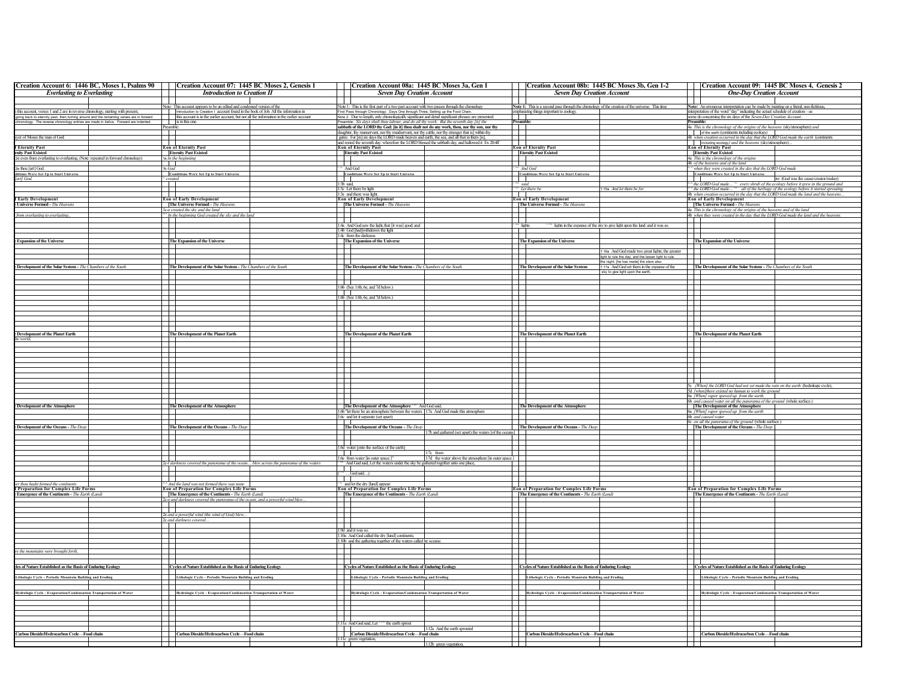| Creation Account 6: 1446 BC, Moses 1, Psalms 90 | Creation Account 07: 1445 BC Moses 2, Genesis 1 | Creation Account 08a: 1445 BC Moses 3a, Gen 1 | Creation Account 08b: 1445 BC Moses 3b, Gen 1-2 | Creation Account 09: 1445 BC Moses 4, Genesis 2 |
|---|---|---|---|---|
| *Everlasting to Everlasting* | *Introduction to Creation II* | *Seven Day Creation Account* | *Seven Day Creation Account* | *One-Day Creation Account* |
| n this account, verses 1 and 2 are in reverse chronology, starting with present, going back to eternity past, then turning around and the remaining verses are in forward chronology. The reverse chronology entries are made in italics. Forward are indented. | Note: This account appears to be an edited and condensed version of the Introduction to Creation I account found in the book of Job. All the information in this account is in the earlier account, but not all the information in the earlier account is in this one. | Note 1: This is the first part of a two part account with two passes through the chronology. First Pass through Chronology: Days One through Three, Setting up the Food Chain. Note 2: Due to length, only chronologically significant and detail significant phrases are presented. Preamble: *Six days shalt thou labour, and do all thy work: But the seventh day [is] the* sabbath of the LORD thy God: [in it] thou shalt not do any work, thou, nor thy son, nor thy daughter, thy manservant, nor thy maidservant, nor thy cattle, nor thy stranger that is] within thy gates: For [in] six days the LORD made heaven and earth, the sea, and all that in them [is], and rested the seventh day: wherefore the LORD blessed the sabbath day, and hallowed it Ex 20:8f | Note 1: This is a second pass through the chronology of the creation of the universe. This time emphasizing things important to zoology. | Note: An erroneous interpretation can be made by insisting on a literal, non-fictitious, interpretation of the word "day" indicating the actual schedule of creation—as some do concerning the six days of the *Seven-Day Creation Account*. |
| yer of Moses the man of God: | Preamble: | | Preamble: | Preamble: 4a *This is the chronology of the origins of the heavens* (sky/atmosphere) *and* [of the earth (continents including ecology)] 4b *when creation occurred in the day that the LORD God made the earth* (continents [including ecology]) *and the heavens* (sky/atmosphere)... |
| **f Eternity Past** | **Eon of Eternity Past** | **Eon of Eternity Past** | **Eon of Eternity Past** | **Eon of Eternity Past** |
| **rnity Past Existed** | **Eternity Past Existed** | **Eternity Past Existed** | **Eternity Past Existed** | **Eternity Past Existed** |
| 2d even from everlasting to everlasting, (Note: repeated in forward chronology) | 1a *In the beginning* | | | 4a *This is the chronology of the origins* 4b *of the heavens and of the land* |
| 2e thou [art] God. | 1b God | And God | And God | *when they were created in the day that the LORD God made* |
| **ditions Were Set Up to Start Universe** | **Conditions Were Set Up to Start Universe** | **Conditions Were Set Up to Start Universe** | **Conditions Were Set Up to Start Universe** | **Conditions Were Set Up to Start Universe** |
| *[art] God.* | *created* | | | 4d (God was the cause/creator/maker) |
| | | 1:3b said, 1:3c Let there be light 1:3e and there was light. | said, Let there be / 1:16a And let them be for | *the LORD God made... every shrub of the ecology before it grew in the ground and the LORD God made... all of the herbage of the ecology before it started sprouting* 4b *when creation occurred in the day that the LORD God made the land and the heavens...* |
| **f Early Development** | **Eon of Early Development** | **Eon of Early Development** | **Eon of Early Development** | **Eon of Early Development** |
| **Universe Formed** - *The Heavens* | **The Universe Formed** - *The Heavens* | **The Universe Formed** - *The Heavens* | **The Universe Formed** - *The Heavens* | **The Universe Formed** - *The Heavens* |
| *from everlasting to everlasting*, | 1c-e created the sky and the land *In the beginning God created the sky and the land* | | | 4a *This is the chronology of the origins of the heavens and of the land* 4b *when they were created in the day that the LORD God made the land and the heavens.* |
| | | 1:4a And God saw the light, that [it was] good: and 1:4b God [had]withdrawn the light 1:4c from the darkness | lights — lights in the expanse of the sky to give light upon the land: and it was so. | |
| **Expansion of the Universe** | **The Expansion of the Universe** | **The Expansion of the Universe** | **The Expansion of the Universe** / 1:16a And God made two great lights; the greater light to rule the day, and the lesser light to rule the night: [he has made] the stars also | **The Expansion of the Universe** |
| **Development of the Solar System** - *The Chambers of the South* | **The Development of the Solar System** - *The Chambers of the South* | **The Development of the Solar System** - *The Chambers of the South* | **The Development of the Solar System** / 1:17a And God set them in the expanse of the sky to give light upon the earth, | **The Development of the Solar System** - *The Chambers of the South* |
| | | 1:6b (See 1:6b, 6c, and 7d below.) 1:6b (See 1:6b, 6c, and 7d below.) | | |
| **Development of the Planet Earth** *he world,* | **The Development of the Planet Earth** | **The Development of the Planet Earth** | **The Development of the Planet Earth** | **The Development of the Planet Earth** |
| | | | | 5c *[When] the LORD God had not yet made the rain on the earth* (hydrologic cycle), 5d *[when]there existed no human to work the ground* 6a *[When] vapor spewed up from the earth,* 6b *and caused water on all the panorama of the ground* (whole surface.) |
| **Development of the Atmosphere** | **The Development of the Atmosphere** | **The Development of the Atmosphere** And God said, 1:6b "let there be an atmosphere between the waters / 1:7a And God made this atmosphere 1:6c and let it separate (set apart) | **The Development of the Atmosphere** | **The Development of the Atmosphere** 6a *[When] vapor spewed up from the earth* 6b *and caused water* 6c *on all the panorama of the ground* (whole surface.) |
| **Development of the Oceans** - *The Deep* | **The Development of the Oceans** - *The Deep* | **The Development of the Oceans** - *The Deep* 1:7b and gathered (set apart) the waters [of the oceans] | **The Development of the Oceans** - *The Deep* | **The Development of the Oceans** - *The Deep* |
| | 2c-d *darkness covered the panorama of the ocean... blew across the panorama of the waters* | 1:6d water [onto the surface of the earth] / 1:7c from 1:6e from water [in outer space.]" / 1:7d the water above the atmosphere [in outer space.] And God said, Let the waters under the sky be gathered together unto one place, (...God said...) | | |
| *or thou hadst formed the continents* | *And the land was not formed there was none* | and let the dry [land] appear: | | |
| **f Preparation for Complex Life Forms** | **Eon of Preparation for Complex Life Forms** | **Eon of Preparation for Complex Life Forms** | **Eon of Preparation for Complex Life Forms** | **Eon of Preparation for Complex Life Forms** |
| **Emergence of the Continents** - *The Earth (Land)* | **The Emergence of the Continents** - *The Earth (Land)* 2c-e *and darkness covered the panorama of the ocean, and a powerful wind blew...* | **The Emergence of the Continents** - *The Earth (Land)* | **The Emergence of the Continents** - *The Earth (Land)* | **The Emergence of the Continents** - *The Earth (Land)* |
| | 2e *and a powerful wind (the wind of God) blew...* 2c *and darkness covered...* | 1:9d and it was so. 1:10a And God called the dry [land] continents; 1:10b and the gathering together of the waters called he oceans: | | |
| *re the mountains were brought forth,* | | | | |
| **les of Nature Established as the Basis of Enduring Ecology** | **Cycles of Nature Established as the Basis of Enduring Ecology** | **Cycles of Nature Established as the Basis of Enduring Ecology** | **Cycles of Nature Established as the Basis of Enduring Ecology** | **Cycles of Nature Established as the Basis of Enduring Ecology** |
| **Lithologic Cycle - Periodic Mountain Building and Eroding** | **Lithologic Cycle - Periodic Mountain Building and Eroding** | **Lithologic Cycle - Periodic Mountain Building and Eroding** | **Lithologic Cycle - Periodic Mountain Building and Eroding** | **Lithologic Cycle - Periodic Mountain Building and Eroding** |
| **Hydrologic Cycle - Evaporation/Condensation Transportation of Water** | **Hydrologic Cycle - Evaporation/Condensation Transportation of Water** | **Hydrologic Cycle - Evaporation/Condensation Transportation of Water** | **Hydrologic Cycle - Evaporation/Condensation Transportation of Water** | **Hydrologic Cycle - Evaporation/Condensation Transportation of Water** |
| | | 1:11a And God said, Let the earth sprout / 1:12a And the earth sprouted | | |
| **Carbon Dioxide/Hydrocarbon Cycle—Food chain** | **Carbon Dioxide/Hydrocarbon Cycle—Food chain** | **Carbon Dioxide/Hydrocarbon Cycle—Food chain** 1:11c green vegetation, / 1:12b green vegetation, | **Carbon Dioxide/Hydrocarbon Cycle—Food chain** | **Carbon Dioxide/Hydrocarbon Cycle—Food chain** |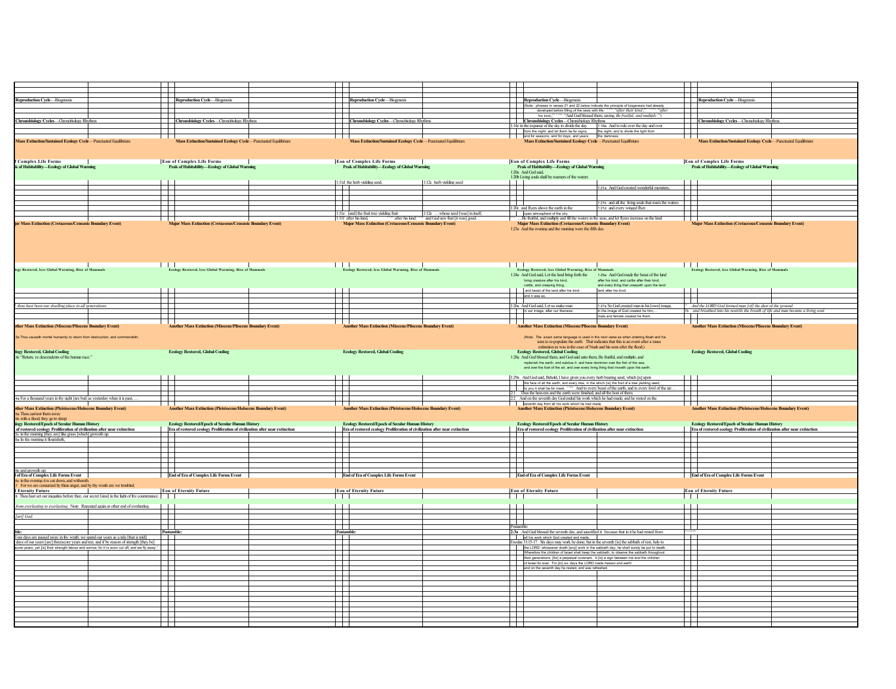| | | | | |
|---|---|---|---|---|
| **Reproduction Cycle**—Biogenesis | **Reproduction Cycle**—Biogenesis | **Reproduction Cycle**—Biogenesis | **Reproduction Cycle**—Biogenesis<br>(Note: phrases in verses 21 and 22 below indicate the principle of biogenesis had already developed before filling of the seas with life: 1:21b "after their kind," 1:21d "after his kind;" 1:22a "And God blessed them, saying, *Be fruitful, and multiply*.") | **Reproduction Cycle**—Biogenesis |
| **Chronobiology Cycles**—Chronobiology Rhythms | **Chronobiology Cycles**—Chronobiology Rhythms | **Chronobiology Cycles**—Chronobiology Rhythms | **Chronobiology Cycles**—Chronobiology Rhythms<br>1:14e in the expanse of the sky to divide the day from the night; and let them be for signs, and for seasons, and for days, and years: — 1:18a And to rule over the day and over the night, and to divide the light from the darkness: | **Chronobiology Cycles**—Chronobiology Rhythms |
| **Mass Extinction/Sustained Ecology Cycle**—Punctuated Equilibrium | **Mass Extinction/Sustained Ecology Cycle**—Punctuated Equilibrium | **Mass Extinction/Sustained Ecology Cycle**—Punctuated Equilibrium | **Mass Extinction/Sustained Ecology Cycle**—Punctuated Equilibrium | **Mass Extinction/Sustained Ecology Cycle**—Punctuated Equilibrium |
| **f Complex Life Forms** | **Eon of Complex Life Forms** | **Eon of Complex Life Forms** | **Eon of Complex Life Forms** | **Eon of Complex Life Forms** |
| **k of Habitability—Ecology of Global Warming** | **Peak of Habitability—Ecology of Global Warming** | **Peak of Habitability—Ecology of Global Warming** | **Peak of Habitability—Ecology of Global Warming**<br>1:20a And God said,<br>1:20b Living souls shall be roamers of the waters | **Peak of Habitability—Ecology of Global Warming** |
| | | 1:11d the herb yielding seed, — 1:12c herb yielding seed | 1:21a And God created wonderful monsters, | |
| | | | 1:21b and all the living souls that roam the waters<br>1:20c and flyers above the earth in the open atmosphere of the sky. — 1:21d and every winged flyer | |
| | | 1:11e [and] the fruit tree yielding fruit — 1:12e … whose seed [was] in itself,<br>1:11f after his kind, … after his kind: … and God saw that [it was] good. | 1:22 … Be fruitful, and multiply and fill the waters in the seas, and let flyers increase on the land | |
| **jor Mass Extinction (Cretaceous/Cenozoic Boundary Event)** | **Major Mass Extinction (Cretaceous/Cenozoic Boundary Event)** | **Major Mass Extinction (Cretaceous/Cenozoic Boundary Event)** | **Major Mass Extinction (Cretaceous/Cenozoic Boundary Event)**<br>1:23a And the evening and the morning were the fifth day. | **Major Mass Extinction (Cretaceous/Cenozoic Boundary Event)** |
| **logy Restored, less Global Warming, Rise of Mammals** | **Ecology Restored, less Global Warming, Rise of Mammals** | **Ecology Restored, less Global Warming, Rise of Mammals** | **Ecology Restored, less Global Warming, Rise of Mammals**<br>1:24a And God said, Let the land bring forth the living creature after his kind, cattle, and creeping thing, and beast of the land after his kind: and it was so. — 1:25a And God made the beast of the land after his kind, and cattle after their kind, and every thing that creepeth upon the land after his kind: | **Ecology Restored, less Global Warming, Rise of Mammals** |
| *, thou hast been our dwelling place in all generations.* | | | 1:26a And God said, Let us make man in our image, after our likeness: — 1:27a So God created man in his [own] image, in the image of God created he him; … male and female created he them. | *… And the LORD God formed man [of] the dust of the ground.*<br>7b *and breathed into his nostrils the breath of life and man became a living soul.* |
| **other Mass Extinction (Miocene/Pliocene Boundary Event)**<br>3a Thou causeth mortal humanity to return from destruction; and commandeth: | **Another Mass Extinction (Miocene/Pliocene Boundary Event)** | **Another Mass Extinction (Miocene/Pliocene Boundary Event)** | **Another Mass Extinction (Miocene/Pliocene Boundary Event)**<br>(Note: The exact same language is used in the next verse as when ordering Noah and his sons to re-populate the earth. That indicates that this is an event after a mass extinction as was in the case of Noah and his sons after the flood.) | **Another Mass Extinction (Miocene/Pliocene Boundary Event)** |
| **logy Restored, Global Cooling**<br>3b "Return, ye descendents of the human race." | **Ecology Restored, Global Cooling** | **Ecology Restored, Global Cooling** | **Ecology Restored, Global Cooling**<br>1:28a And God blessed them, and God said unto them, Be fruitful, and multiply, and replenish the earth, and subdue it: and have dominion over the fish of the sea, and over the fowl of the air, and over every living thing that moveth upon the earth. | **Ecology Restored, Global Cooling** |
| 4a For a thousand years in thy sight [are but] as yesterday when it is past, … | | | 1:29a And God said, Behold, I have given you every herb bearing seed, which [is] upon the face of all the earth, and every tree, in the which [is] the fruit of a tree yielding seed; to you it shall be for meat. 1:30a And to every beast of the earth, and to every fowl of the air…<br>2:1 Thus the heavens and the earth were finished, and all the host of them.<br>2:2 And on the seventh day God ended his work which he had made; and he rested on the seventh day from all his work which he had made. | |
| **other Mass Extinction (Pleistocene/Holocene Boundary Event)**<br>5a Thou carriest them away<br>5b with a flood; they go to sleep | **Another Mass Extinction (Pleistocene/Holocene Boundary Event)** | **Another Mass Extinction (Pleistocene/Holocene Boundary Event)** | **Another Mass Extinction (Pleistocene/Holocene Boundary Event)** | **Another Mass Extinction (Pleistocene/Holocene Boundary Event)** |
| **logy Restored/Epoch of Secular Human History** | **Ecology Restored/Epoch of Secular Human History** | **Ecology Restored/Epoch of Secular Human History** | **Ecology Restored/Epoch of Secular Human History** | **Ecology Restored/Epoch of Secular Human History** |
| **of restored ecology Proliferation of civilization after near extinction**<br>5c in the morning [they are] like grass [which] groweth up.<br>6a In the morning it flourisheth,<br>6b and groweth up; | **Era of restored ecology Proliferation of civilization after near extinction** | **Era of restored ecology Proliferation of civilization after near extinction** | **Era of restored ecology Proliferation of civilization after near extinction** | **Era of restored ecology Proliferation of civilization after near extinction** |
| **l of Era of Complex Life Forms Event**<br>6c in the evening it is cut down, and withereth.<br>7 For we are consumed by thine anger, and by thy wrath are we troubled. | **End of Era of Complex Life Forms Event** | **End of Era of Complex Life Forms Event** | **End of Era of Complex Life Forms Event** | **End of Era of Complex Life Forms Event** |
| **f Eternity Future**<br>8 Thou hast set our iniquities before thee, our secret [sins] in the light of thy countenance.<br>*from everlasting to everlasting*. Note: Repeated again at other end of everlasting.<br>*[art] God.* | **Eon of Eternity Future** | **Eon of Eternity Future** | **Eon of Eternity Future** | **Eon of Eternity Future** |
| **ble:**<br>9 [All] our days are passed away in thy wrath: we spend our years as a tale [that is told].<br>10 The days of our years [are] threescore years and ten; and if by reason of strength [they be] fourscore years, yet [is] their strength labour and sorrow; for it is soon cut off, and we fly away." | **Postamble:** | **Postamble:** | Postamble:<br>**2:3a** And God blessed the seventh day, and sanctified it: because that in it he had rested from all his work which God created and made.<br>Exodus 31:15-17 Six days may work be done; but in the seventh [is] the sabbath of rest, holy to the LORD: whosoever doeth [any] work in the sabbath day, he shall surely be put to death. Wherefore the children of Israel shall keep the sabbath, to observe the sabbath throughout their generations, [for] a perpetual covenant. It [is] a sign between me and the children of Israel for ever: For [in] six days the LORD made heaven and earth, and on the seventh day he rested, and was refreshed. | Postamble: |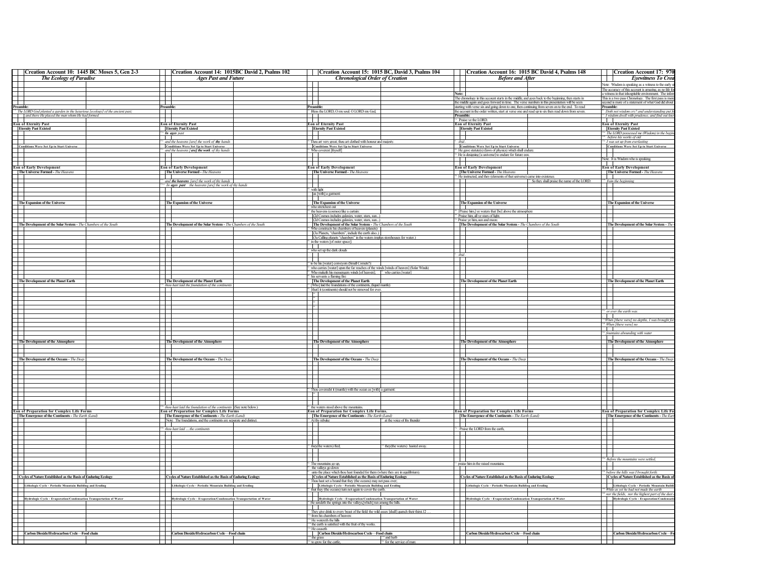## Creation Account 10: 1445 BC Moses 5, Gen 2-3

### *The Ecology of Paradise*

**Preamble:**

*The LORD God planted a garden in the luxurious [ecology] of the ancient past; and there He placed the man whom He had formed*

**Eon of Eternity Past**

- **Eternity Past Existed**
- **Conditions Were Set Up to Start Universe**

**Eon of Early Development**

- **The Universe Formed** - *The Heavens*
- **The Expansion of the Universe**
- **The Development of the Solar System** - *The Chambers of the South*
- **The Development of the Planet Earth**
- **The Development of the Atmosphere**
- **The Development of the Oceans** - *The Deep*

**Eon of Preparation for Complex Life Forms**

- **The Emergence of the Continents** - *The Earth (Land)*
- **Cycles of Nature Established as the Basis of Enduring Ecology**
  - **Lithologic Cycle - Periodic Mountain Building and Eroding**
  - **Hydrologic Cycle - Evaporation/Condensation Transportation of Water**
  - **Carbon Dioxide/Hydrocarbon Cycle—Food chain**

---

## Creation Account 14: 1015BC David 2, Psalms 102

### *Ages Past and Future*

**Preamble:**

**Eon of Eternity Past**

- **Eternity Past Existed**
  - *In ages past*
  - *and the heavens [are] the work of thy hands*
- **Conditions Were Set Up to Start Universe**
  - *and the heavens [are] the work of thy hands*

**Eon of Early Development**

- **The Universe Formed** - *The Heavens*
  - *and the heavens [are] the work of thy hands*
  - *In ages past the heavens [are] the work of thy hands*
- **The Expansion of the Universe**
- **The Development of the Solar System** - *The Chambers of the South*
- **The Development of the Planet Earth**
  - *thou hast laid the foundation of the continents*
- **The Development of the Atmosphere**
- **The Development of the Oceans** - *The Deep*
  - *thou hast laid the foundation of the continents* (See note below.)

**Eon of Preparation for Complex Life Forms**

- **The Emergence of the Continents** - *The Earth (Land)*
  - Note: The foundations, and the continents are separate and distinct.
  - *thou hast laid ... the continents*
- **Cycles of Nature Established as the Basis of Enduring Ecology**
  - **Lithologic Cycle - Periodic Mountain Building and Eroding**
  - **Hydrologic Cycle - Evaporation/Condensation Transportation of Water**
  - **Carbon Dioxide/Hydrocarbon Cycle—Food chain**

---

## Creation Account 15: 1015 BC, David 3, Psalms 104

### *Chronological Order of Creation*

**Preamble:**

Bless the LORD, O my soul. O LORD my God,

**Eon of Eternity Past**

- **Eternity Past Existed**
  - Thou art very great; thou art clothed with honour and majesty.
- **Conditions Were Set Up to Start Universe**
  - Who coverest [thyself]

**Eon of Early Development**

- **The Universe Formed** - *The Heavens*
  - with light
  - as [with] a garment:
- **The Expansion of the Universe**
  - who stretchest out
  - the heavens (cosmos) like a curtain:
  - (2d Cosmos includes galaxies, water, stars, sun...)
  - (2d Cosmos includes galaxies, water, stars, sun...)
- **The Development of the Solar System** - *The Chambers of the South*
  - Who constructs his chambers of heaven (planets)
  - (3a Planets, "chambers", include the earth also..)
  - (3a Calling planets "chambers" in the waters implies storehouses for water.)
  - in the waters [of outer space]:
  - who set up the dark clouds
  - to be his [water] conveyors (Small Comets?):
  - who carries [water] upon the far reaches of the winds [winds of heaven] (Solar Winds)
  - Who maketh his messengers winds [of heaven]; who carries [water]
  - his servants a flaming fire:
- **The Development of the Planet Earth**
  - [Who] laid the foundations of the continents, (liquid mantle)
  - [that] it (continents) should not be removed for ever.
- **The Development of the Atmosphere**
- **The Development of the Oceans** - *The Deep*
  - Thou coveredst it (mantle) with the ocean as [with] a garment:
  - the waters stood above the mountains.

**Eon of Preparation for Complex Life Forms.**

- **The Emergence of the Continents** - *The Earth (Land)*
  - At thy rebuke — at the voice of thy thunder
  - they (the waters) fled; — they (the waters) hasted away.
  - The mountains go up,
  - the valleys go down
  - unto the place which thou hast founded for them (where they are in equilibrium).
- **Cycles of Nature Established as the Basis of Enduring Ecology**
  - Thou hast set a bound that they (the oceans) may not pass over;
  - **Lithologic Cycle - Periodic Mountain Building and Eroding**
    - that they (the oceans) turn not again to cover the earth.
  - **Hydrologic Cycle - Evaporation/Condensation Transportation of Water**
    - He sendeth the springs into the valleys,[which] run among the hills.
    - They give drink to every beast of the field: the wild asses [shall] quench their thirst.12 ...
    - from his chambers of heaven:
    - He watereth the hills
    - the earth is satisfied with the fruit of thy works.
    - He causeth
  - **Carbon Dioxide/Hydrocarbon Cycle—Food chain**
    - the grass — and herb
    - to grow for the cattle, — for the service of man:

---

## Creation Account 16: 1015 BC David 4, Psalms 148

### *Before and After*

**Note:** The chronology in this account starts in the middle, and goes back to the beginning, then starts in the middle again and goes forward in time. The verse numbers in this presentation will be seen starting with verse six and going down to one, then continuing from seven on to the end. To read the account in the order written, start at verse one and read up to six then read down from seven.

**Preamble:**

Praise ye the LORD.

**Eon of Eternity Past**

- **Eternity Past Existed**
  - *ibid.*
- **Conditions Were Set Up to Start Universe**
  - He gave statute(s) (laws of physics) which shall endure.
  - He is designing [a universe] to endure for future eon.

**Eon of Early Development**

- **The Universe Formed** - *The Heavens*
  - He instructed, and they (elements of that universe) came into existence.
  - So they shall praise the name of the LORD:
- **The Expansion of the Universe**
  - [Praise him,] ye waters that [be] above the atmosphere
  - Praise him, all ye stars of light.
  - Praise ye him, sun and moon:
- **The Development of the Solar System** - *The Chambers of the South*
  - *ibid.*
- **The Development of the Planet Earth**
- **The Development of the Atmosphere**
- **The Development of the Oceans** - *The Deep*

**Eon of Preparation for Complex Life Forms**

- **The Emergence of the Continents** - *The Earth (Land)*
  - Praise the LORD from the earth,
  - praise him in the raised mountains.
- **Cycles of Nature Established as the Basis of Enduring Ecology**
  - **Lithologic Cycle - Periodic Mountain Building and Eroding**
  - **Hydrologic Cycle - Evaporation/Condensation Transportation of Water**
  - **Carbon Dioxide/Hydrocarbon Cycle—Food chain**

---

## Creation Account 17: 970

### *Eyewitness To Crea*

Note: Wisdom is speaking as a witness to the early st
The accuracy of this account is amazing, as no life for
a witness in that inhospitable environment. The infor
This is a two pass Chronology. The first pass is more
second is more of a statement of what God did about

**Preamble:**

*Doth not wisdom cry? and understanding put fo*
*I wisdom dwell with prudence, and find out kno*

**Eon of Eternity Past**

- **Eternity Past Existed**
  - *The LORD possessed me (Wisdom) in the begin*
  - *before his works of old.*
  - *I was set up from everlasting*
- **Conditions Were Set Up to Start Universe**
  - Note: It is Wisdom who is speaking.

**Eon of Early Development**

- **The Universe Formed** - *The Heavens*
  - *from the beginning*
- **The Expansion of the Universe**
- **The Development of the Solar System** - *The*
- **The Development of the Planet Earth**
  - *or ever the earth was.*
  - *When [there were] no depths, I was brought for*
  - *When [there were] no*
  - *fountains abounding with water*
- **The Development of the Atmosphere**
- **The Development of the Oceans** - *The Deep*

**Eon of Preparation for Complex Life Fo**

- **The Emergence of the Continents** - *The Ear*
  - *Before the mountains were settled,*
  - *before the hills was I brought forth:*
- **Cycles of Nature Established as the Basis of**
  - **Lithologic Cycle - Periodic Mountain Buildi**
    - *While as yet he had not made the earth*
    - *nor the fields, nor the highest part of the dust*
  - **Hydrologic Cycle - Evaporation/Condensatio**
  - **Carbon Dioxide/Hydrocarbon Cycle—Fo**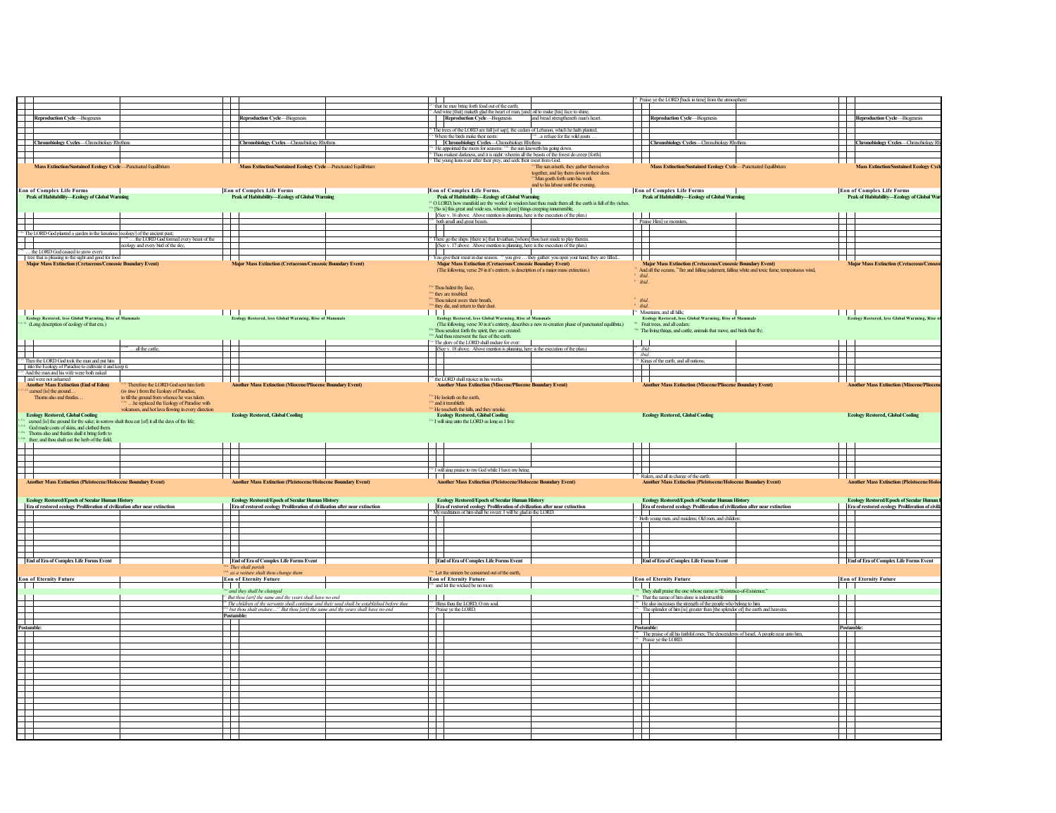| | | | | |
|---|---|---|---|---|
| | | | Praise ye the LORD [back in time] from the atmosphere: | |
| | | that he may bring forth food out of the earth; | | |
| | | And wine [that] maketh glad the heart of man, [and] oil to make [his] face to shine, | | |
| **Reproduction Cycle**—Biogenesis | **Reproduction Cycle**—Biogenesis | **Reproduction Cycle**—Biogenesis — and bread strengtheneth man's heart. | **Reproduction Cycle**—Biogenesis | **Reproduction Cycle**—Biogenesis |
| | | The trees of the LORD are full [of sap]; the cedars of Lebanon, which he hath planted; | | |
| | | Where the birds make their nests: … a refuge for the wild goats … | | |
| **Chronobiology Cycles**—Chronobiology Rhythms | **Chronobiology Cycles**—Chronobiology Rhythms | **Chronobiology Cycles**—Chronobiology Rhythms<br>He appointed the moon for seasons: the sun knoweth his going down. | **Chronobiology Cycles**—Chronobiology Rhythms | **Chronobiology Cycles**—Chronobiology Rh |
| | | Thou makest darkness, and it is night: wherein all the beasts of the forest do creep [forth]. | | |
| | | The young lions roar after their prey, and seek their meat from God. | | |
| **Mass Extinction/Sustained Ecology Cycle**—Punctuated Equilibrium | **Mass Extinction/Sustained Ecology Cycle**—Punctuated Equilibrium | The sun ariseth, they gather themselves together, and lay them down in their dens.<br>Man goeth forth unto his work and to his labour until the evening. | **Mass Extinction/Sustained Ecology Cycle**—Punctuated Equilibrium | **Mass Extinction/Sustained Ecology Cycl** |
| **Eon of Complex Life Forms** | **Eon of Complex Life Forms** | **Eon of Complex Life Forms.** | **Eon of Complex Life Forms** | **Eon of Complex Life Forms** |
| **Peak of Habitability—Ecology of Global Warming** | **Peak of Habitability—Ecology of Global Warming** | **Peak of Habitability—Ecology of Global Warming**<br>O LORD, how manifold are thy works! in wisdom hast thou made them all: the earth is full of thy riches.<br>[So is] this great and wide sea, wherein [are] things creeping innumerable,<br>[See v. 16 above. Above mention is planning, here is the execution of the plan.]<br>both small and great beasts. | **Peak of Habitability—Ecology of Global Warming**<br>Praise Him] ye monsters, | **Peak of Habitability—Ecology of Global War** |
| The LORD God planted a garden in the luxurious [ecology] of the ancient past;<br>… the LORD God formed every beast of the ecology and every bird of the sky, | | There go the ships: [there is] that leviathan, [whom] thou hast made to play therein.<br>(See v. 17 above. Above mention is planning, here is the execution of the plan.) | | |
| … the LORD God caused to grow every tree that is pleasing to the sight and good for food | | You give their meat in due season. … you give … they gather: you open your hand, they are filled.. | | |
| **Major Mass Extinction (Cretaceous/Cenozoic Boundary Event)** | **Major Mass Extinction (Cretaceous/Cenozoic Boundary Event)** | **Major Mass Extinction (Cretaceous/Cenozoic Boundary Event)**<br>(The following, verse 29 in it's entirety, is description of a major mass extinction.)<br>Thou hidest thy face,<br>they are troubled:<br>Thou takest away their breath,<br>they die, and return to their dust. | **Major Mass Extinction (Cretaceous/Cenozoic Boundary Event)**<br>And all the oceans, "fire and falling judgment, falling white and toxic fume, tempestuous wind,<br>*ibid.*<br>*ibid.*<br>*ibid.*<br>*ibid.* | **Major Mass Extinction (Cretaceous/Cenozoi** |
| | | | Mountains, and all hills; | |
| **Ecology Restored, less Global Warming, Rise of Mammals**<br>(Long description of ecology of that era.) | **Ecology Restored, less Global Warming, Rise of Mammals** | **Ecology Restored, less Global Warming, Rise of Mammals**<br>(The following, verse 30 in it's entirety, describes a new re-creation phase of punctuated equilibrium.)<br>Thou sendest forth thy spirit, they are created:<br>And thou renewest the face of the earth. | **Ecology Restored, less Global Warming, Rise of Mammals**<br>Fruit trees, and all cedars:<br>The living things, and cattle, animals that move, and birds that fly; | **Ecology Restored, less Global Warming, Rise o** |
| … all the cattle, | | The glory of the LORD shall endure for ever:<br>(See v. 18 above. Above mention is planning, here is the execution of the plan.) | *ibid.*<br>*ibid.* | |
| Then the LORD God took the man and put him into the Ecology of Paradise to cultivate it and keep it. | | | Kings of the earth, and all nations; | |
| And the man and his wife were both naked and were not ashamed | | the LORD shall rejoice in his works. | | |
| **Another Mass Extinction (End of Eden)**<br>cursed [is] the ground…<br>Thorns also and thistles…<br>Therefore the LORD God sent him forth (*in time*) from the Ecology of Paradise, to till the ground from whence he was taken.<br>… he replaced the Ecology of Paradise with volcanoes, and hot lava flowing in every direction | **Another Mass Extinction (Miocene/Pliocene Boundary Event)** | **Another Mass Extinction (Miocene/Pliocene Boundary Event)**<br>He looketh on the earth,<br>and it trembleth:<br>He toucheth the hills, and they smoke. | **Another Mass Extinction (Miocene/Pliocene Boundary Event)** | **Another Mass Extinction (Miocene/Pliocene** |
| **Ecology Restored, Global Cooling**<br>cursed [is] the ground for thy sake; in sorrow shalt thou eat [of] it all the days of thy life;<br>God made coats of skins, and clothed them.<br>Thorns also and thistles shall it bring forth to thee; and thou shalt eat the herb of the field; | **Ecology Restored, Global Cooling** | **Ecology Restored, Global Cooling**<br>I will sing unto the LORD as long as I live: | **Ecology Restored, Global Cooling** | **Ecology Restored, Global Cooling** |
| | | I will sing praise to my God while I have my being. | Rulers, and all in charge of the earth: | |
| **Another Mass Extinction (Pleistocene/Holocene Boundary Event)** | **Another Mass Extinction (Pleistocene/Holocene Boundary Event)** | **Another Mass Extinction (Pleistocene/Holocene Boundary Event)** | **Another Mass Extinction (Pleistocene/Holocene Boundary Event)** | **Another Mass Extinction (Pleistocene/Holo** |
| **Ecology Restored/Epoch of Secular Human History** | **Ecology Restored/Epoch of Secular Human History** | **Ecology Restored/Epoch of Secular Human History** | **Ecology Restored/Epoch of Secular Human History** | **Ecology Restored/Epoch of Secular Human** |
| **Era of restored ecology Proliferation of civilization after near extinction** | **Era of restored ecology Proliferation of civilization after near extinction** | **Era of restored ecology Proliferation of civilization after near extinction**<br>My meditation of him shall be sweet: I will be glad in the LORD. | **Era of restored ecology Proliferation of civilization after near extinction**<br>Both young men, and maidens; Old men, and children: | **Era of restored ecology Proliferation of civili** |
| **End of Era of Complex Life Forms Event** | **End of Era of Complex Life Forms Event**<br>*They shall perish*<br>*as a vesture shalt thou change them* | **End of Era of Complex Life Forms Event**<br>Let the sinners be consumed out of the earth, | **End of Era of Complex Life Forms Event** | **End of Era of Complex Life Forms Event** |
| **Eon of Eternity Future** | **Eon of Eternity Future**<br>*and they shall be changed:*<br>*But thou [art] the same and thy years shall have no end*<br>*The children of thy servants shall continue and their seed shall be established before thee*<br>*but thou shalt endure…* *But thou [art] the name and thy years shall have no end* | **Eon of Eternity Future**<br>and let the wicked be no more.<br>Bless thou the LORD, O my soul.<br>Praise ye the LORD. | **Eon of Eternity Future**<br>They shall praise the one whose name is "Existence-of-Existence."<br>That the name of him alone is indestructible<br>He also increases the strength of the people who belong to him.<br>The splendor of him [is] greater than [the splendor of] the earth and heavens. | **Eon of Eternity Future** |
| **Postamble:** | **Postamble:** | | **Postamble:**<br>The praise of all his faithful ones; The descendents of Israel, A people near unto him,<br>Praise ye the LORD. | **Postamble:** |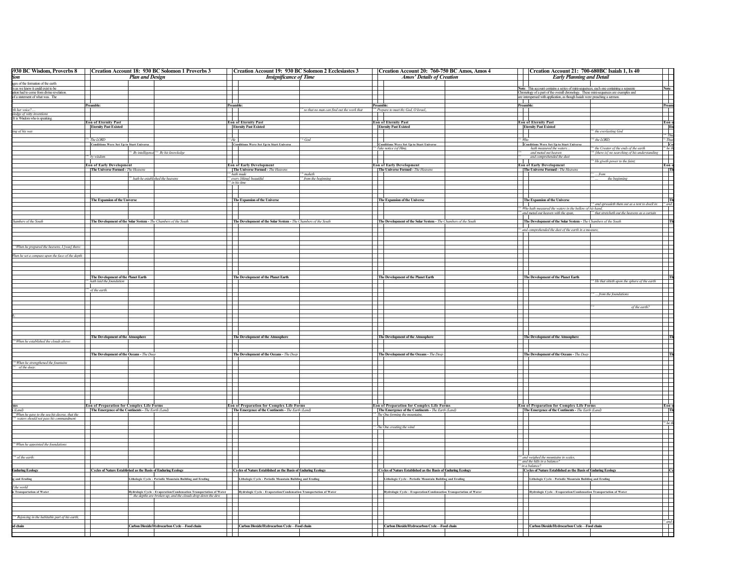## …930 BC Wisdom, Proverbs 8

*…tion*

ages of the formation of the earth
n as we know it could exist to be
ation had to come from divine revelation.
of a statement of what was. The

*th her voice?….*
*ledge of witty inventions*
It is Wisdom who is speaking.

*ing of his way*

*hambers of the South*

*When he prepared the heavens, I [was] there:*

*When he set a compass upon the face of the depth:*

*l;*

*When he established the clouds above:*

*When he strengthened the fountains*
*of the deep:*

**…ms**
*(Land)*
*When he gave to the sea his decree, that the*
*waters should not pass his commandment:*

*When he appointed the foundations*

*of the earth:*

**Enduring Ecology**

**g and Eroding**

*f the world*

**n Transportation of Water**

*Rejoicing in the habitable part of his earth;*

**d chain**

---

## Creation Account 18: 930 BC Solomon 1 Proverbs 3

### *Plan and Design*

**Preamble:**

**Eon of Eternity Past**

**Eternity Past Existed**

*The LORD*

**Conditions Were Set Up to Start Universe**

*By intelligence* | *By his knowledge*

*by wisdom*

**Eon of Early Development**

**The Universe Formed** - *The Heavens*

*hath he established the heavens*

**The Expansion of the Universe**

**The Development of the Solar System** - *The Chambers of the South*

**The Development of the Planet Earth**

*hath laid the foundation*

*of the earth.*

**The Development of the Atmosphere**

**The Development of the Oceans** - *The Deep*

**Eon of Preparation for Complex Life Forms**

**The Emergence of the Continents** - *The Earth (Land)*

**Cycles of Nature Established as the Basis of Enduring Ecology**

**Lithologic Cycle - Periodic Mountain Building and Eroding**

**Hydrologic Cycle - Evaporation/Condensation Transportation of Water**

*the depths are broken up, and the clouds drop down the dew*

**Carbon Dioxide/Hydrocarbon Cycle—Food chain**

---

## Creation Account 19: 930 BC Solomon 2 Ecclesiastes 3

### *Insignificance of Time*

**Preamble:** | *so that no man can find out the work that*

**Eon of Eternity Past**

**Eternity Past Existed**

*He* | *God*

**Conditions Were Set Up to Start Universe**

**Eon of Early Development**

**The Universe Formed** - *The Heavens*

*hath made* | *maketh*
*every [thing] beautiful* | *from the beginning*
*in his time*

**The Expansion of the Universe**

**The Development of the Solar System** - *The Chambers of the South*

**The Development of the Planet Earth**

**The Development of the Atmosphere**

**The Development of the Oceans** - *The Deep*

**Eon of Preparation for Complex Life Forms**

**The Emergence of the Continents** - *The Earth (Land)*

**Cycles of Nature Established as the Basis of Enduring Ecology**

**Lithologic Cycle - Periodic Mountain Building and Eroding**

**Hydrologic Cycle - Evaporation/Condensation Transportation of Water**

**Carbon Dioxide/Hydrocarbon Cycle—Food chain**

---

## Creation Account 20: 760-750 BC Amos, Amos 4

### *Amos' Details of Creation*

**Preamble:**

*Prepare to meet thy God, O Israel,*

**Eon of Eternity Past**

**Eternity Past Existed**

**Conditions Were Set Up to Start Universe**

*Take notice (of Him),*

**Eon of Early Development**

**The Universe Formed** - *The Heavens*

**The Expansion of the Universe**

**The Development of the Solar System** - *The Chambers of the South*

**The Development of the Planet Earth**

**The Development of the Atmosphere**

**The Development of the Oceans** - *The Deep*

**Eon of Preparation for Complex Life Forms**

**The Emergence of the Continents** - *The Earth (Land)*

*The One forming the mountains,*

*The One creating the wind*

**Cycles of Nature Established as the Basis of Enduring Ecology**

**Lithologic Cycle - Periodic Mountain Building and Eroding**

**Hydrologic Cycle - Evaporation/Condensation Transportation of Water**

**Carbon Dioxide/Hydrocarbon Cycle—Food chain**

---

## Creation Account 21: 700-680BC Isaiah 1, Is 40

### *Early Planning and Detail*

**Note:** This account contains a series of mini-sequences, each one containing a separate Chronology of a part of the overall chronology. These mini-sequences are examples and are interspersed with application, as though Isaiah were preaching a sermon.

**Preamble:**

**Eon of Eternity Past**

**Eternity Past Existed**

*the everlasting God*

*Who* | *the LORD,*

**Conditions Were Set Up to Start Universe**

*hath measured the waters….* | *the Creator of the ends of the earth*
*and meted out heaven* | *[there is] no searching of his understanding*
*and comprehended the dust*

*He giveth power to the faint;*

**Eon of Early Development**

**The Universe Formed** - *The Heavens*

*…from*
*… the beginning*

**The Expansion of the Universe**

*and spreadeth them out as a tent to dwell in:*
*Who hath measured the waters in the hollow of his hand,*
*and meted out heaven with the span,* | *that stretcheth out the heavens as a curtain*

**The Development of the Solar System** - *The Chambers of the South*

*and comprehended the dust of the earth in a measure,*

**The Development of the Planet Earth**

*He that sitteth upon the sphere of the earth*

*… from the foundations*

*of the earth?*

**The Development of the Atmosphere**

**The Development of the Oceans** - *The Deep*

**Eon of Preparation for Complex Life Forms**

**The Emergence of the Continents** - *The Earth (Land)*

*and weighed the mountains in scales,*
*and the hills in a balance?*
*in a balance?*

**Cycles of Nature Established as the Basis of Enduring Ecology**

**Lithologic Cycle - Periodic Mountain Building and Eroding**

**Hydrologic Cycle - Evaporation/Condensation Transportation of Water**

**Carbon Dioxide/Hydrocarbon Cycle—Food chain**

---

**Note:**

**Preamb…**

**Eon o…**

**Et…**

*Thus*

*he th…*

**Co…**

**Eon o…**

**Th…**

*and*

**Th…**

**Th…**

**Th…**

**Th…**

**Eon o…**

**Th…**

*he th…*

**Cy…**

*and*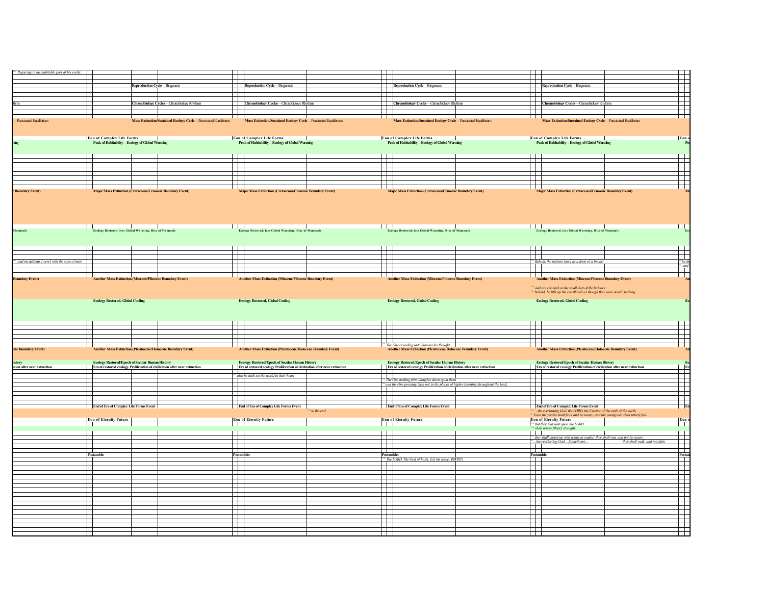| | | | | | |
|---|---|---|---|---|---|
| *[24] Rejoicing in the habitable part of his earth;* | | | | | |
| | **Reproduction Cycle**—Biogenesis | **Reproduction Cycle**—Biogenesis | **Reproduction Cycle**—Biogenesis | **Reproduction Cycle**—Biogenesis | |
| thms | **Chronobiology Cycles**—Chronobiology Rhythms | **Chronobiology Cycles**—Chronobiology Rhythms | **Chronobiology Cycles**—Chronobiology Rhythms | **Chronobiology Cycles**—Chronobiology Rhythms | |
| —Punctuated Equilibrium | **Mass Extinction/Sustained Ecology Cycle**—Punctuated Equilibrium | **Mass Extinction/Sustained Ecology Cycle**—Punctuated Equilibrium | **Mass Extinction/Sustained Ecology Cycle**—Punctuated Equilibrium | **Mass Extinction/Sustained Ecology Cycle**—Punctuated Equilibrium | |
| | **Eon of Complex Life Forms** | **Eon of Complex Life Forms** | **Eon of Complex Life Forms** | **Eon of Complex Life Forms** | **Eon o** |
| **ning** | **Peak of Habitability—Ecology of Global Warming** | **Peak of Habitability—Ecology of Global Warming** | **Peak of Habitability—Ecology of Global Warming** | **Peak of Habitability—Ecology of Global Warming** | **Pe** |
| **Boundary Event)** | **Major Mass Extinction (Cretaceous/Cenozoic Boundary Event)** | **Major Mass Extinction (Cretaceous/Cenozoic Boundary Event)** | **Major Mass Extinction (Cretaceous/Cenozoic Boundary Event)** | **Major Mass Extinction (Cretaceous/Cenozoic Boundary Event)** | **Ma** |
| **Mammals** | **Ecology Restored, less Global Warming, Rise of Mammals** | **Ecology Restored, less Global Warming, Rise of Mammals** | **Ecology Restored, less Global Warming, Rise of Mammals** | **Ecology Restored, less Global Warming, Rise of Mammals** | **Ec** |
| *[31] And my delights [were] with the sons of men.* | | | | *[15] Behold, the nations [are] as a drop of a bucket* | *[15] he th* *[15] and* |
| **Boundary Event)** | **Another Mass Extinction (Miocene/Pliocene Boundary Event)** | **Another Mass Extinction (Miocene/Pliocene Boundary Event)** | **Another Mass Extinction (Miocene/Pliocene Boundary Event)** | **Another Mass Extinction (Miocene/Pliocene Boundary Event)** *[15] and are counted as the small dust of the balance:* *[15] behold, he lifts up the coastlands as though they were nearly nothing* | **An** |
| | **Ecology Restored, Global Cooling** | **Ecology Restored, Global Cooling** | **Ecology Restored, Global Cooling** | **Ecology Restored, Global Cooling** | **Ec** |
| | | | *[13] The One revealing unto humans his thought,* | | |
| **ene Boundary Event)** | **Another Mass Extinction (Pleistocene/Holocene Boundary Event)** | **Another Mass Extinction (Pleistocene/Holocene Boundary Event)** | **Another Mass Extinction (Pleistocene/Holocene Boundary Event)** | **Another Mass Extinction (Pleistocene/Holocene Boundary Event)** | **An** |
| **istory** | **Ecology Restored/Epoch of Secular Human History** | **Ecology Restored/Epoch of Secular Human History** | **Ecology Restored/Epoch of Secular Human History** | **Ecology Restored/Epoch of Secular Human History** | **Ec** |
| **ation after near extinction** | **Era of restored ecology Proliferation of civilization after near extinction** | **Era of restored ecology Proliferation of civilization after near extinction** | **Era of restored ecology Proliferation of civilization after near extinction** | **Era of restored ecology Proliferation of civilization after near extinction** | **Er** |
| | | *[11] also he hath set the world in their heart* | | | |
| | | | *[13] The One making faint thoughts dawn upon them,* *[13] and the One pressing them out in the places of higher learning throughout the land,* | | |
| | **End of Era of Complex Life Forms Event** | **End of Era of Complex Life Forms Event** | **End of Era of Complex Life Forms Event** | **End of Era of Complex Life Forms Event** | **En** |
| | | *[11] to the end* | | *[28] ...the everlasting God, the LORD, the Creator of the ends of the earth,* *[30] Even the youths shall faint and be weary, and the young men shall utterly fall:* | |
| | **Eon of Eternity Future** | **Eon of Eternity Future** | **Eon of Eternity Future** | **Eon of Eternity Future** | **Eon o** |
| | | | | *[31] But they that wait upon the LORD* *[31] shall renew [their] strength;* | |
| | | | | *[31] they shall mount up with wings as eagles; they shall run, and not be weary;* *[28] ...the everlasting God, ...fainteth not... they shall walk, and not faint* | |
| | **Postamble:** | **Postamble:** | **Postamble:** | **Postamble:** | **Postan** |
| | | | *[13] The LORD, The God of hosts, [is] his name. (MOST)* | | |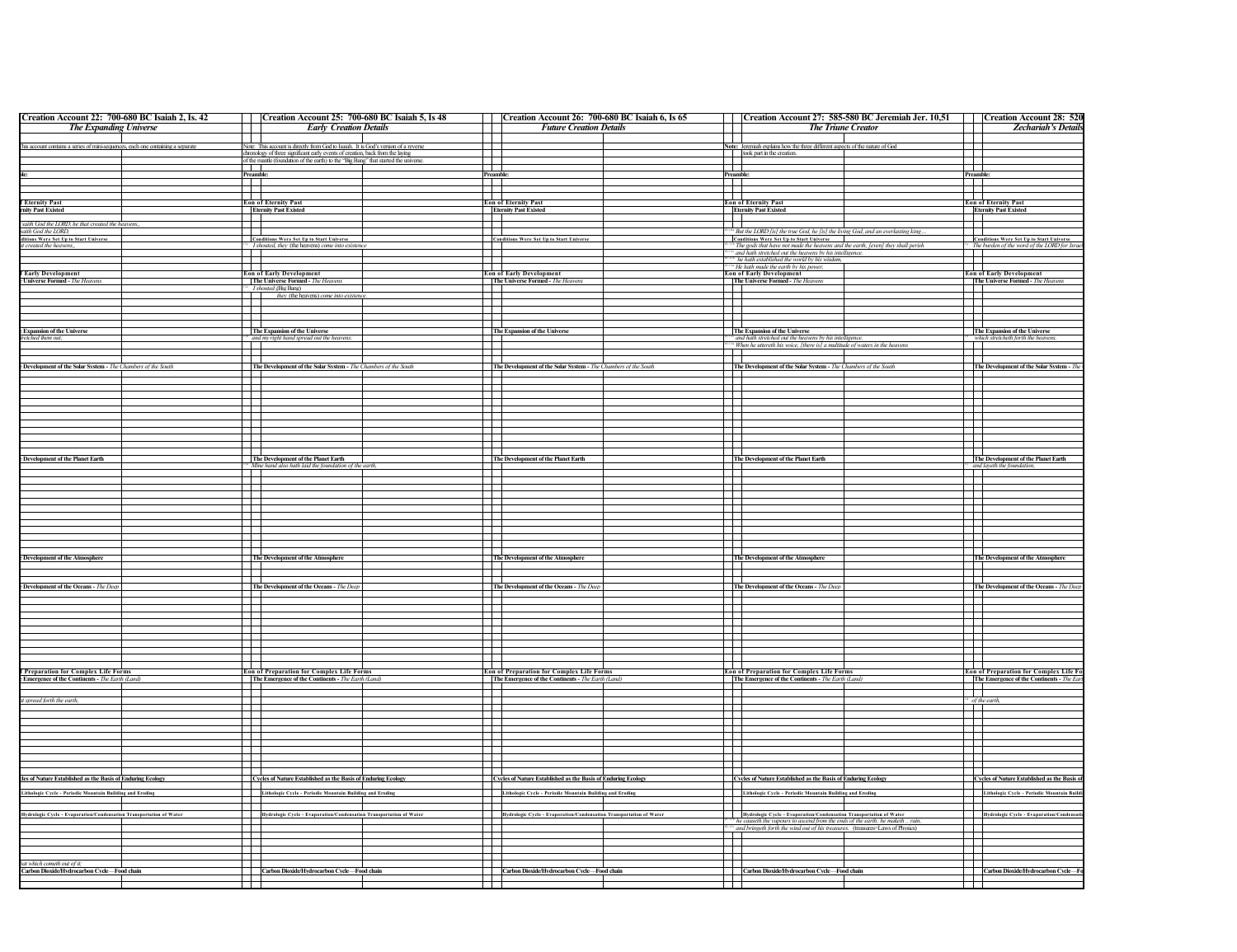| Creation Account 22: 700-680 BC Isaiah 2, Is. 42 | Creation Account 25: 700-680 BC Isaiah 5, Is 48 | Creation Account 26: 700-680 BC Isaiah 6, Is 65 | Creation Account 27: 585-580 BC Jeremiah Jer. 10,51 | Creation Account 28: 520 |
|---|---|---|---|---|
| *The Expanding Universe* | *Early Creation Details* | *Future Creation Details* | *The Triune Creator* | *Zechariah's Details* |
| his account contains a series of mini-sequences, each one containing a separate | Note: This account is directly from God to Isaiah. It is God's version of a reverse chronology of three significant early events of creation, back from the laying of the mantle (foundation of the earth) to the "Big Bang" that started the universe. | | Note: Jeremiah explains how the three different aspects of the nature of God took part in the creation. | |
| ble: | Preamble: | Preamble: | Preamble: | Preamble: |
| f Eternity Past | Eon of Eternity Past | Eon of Eternity Past | Eon of Eternity Past | Eon of Eternity Past |
| rnity Past Existed | Eternity Past Existed | Eternity Past Existed | Eternity Past Existed | Eternity Past Existed |
| saith God the LORD, he that created the heavens,, saith God the LORD, | | | But the LORD [is] the true God, he [is] the living God, and an everlasting king ... | |
| ditions Were Set Up to Start Universe | Conditions Were Set Up to Start Universe | Conditions Were Set Up to Start Universe | Conditions Were Set Up to Start Universe | Conditions Were Set Up to Start Universe |
| t created the heavens,, | I shouted, they (the heavens) come into existence | | The gods that have not made the heavens and the earth, [even] they shall perish | The burden of the word of the LORD for Israel |
| | | | and hath stretched out the heavens by his intelligence. | |
| | | | he hath established the world by his wisdom, | |
| | | | He hath made the earth by his power, | |
| f Early Development | Eon of Early Development | Eon of Early Development | Eon of Early Development | Eon of Early Development |
| Universe Formed - *The Heavens* | The Universe Formed - *The Heavens* | The Universe Formed - *The Heavens* | The Universe Formed - *The Heavens* | The Universe Formed - *The Heavens* |
| | I shouted (Big Bang) | | | |
| | they (the heavens) come into existence. | | | |
| Expansion of the Universe | The Expansion of the Universe | The Expansion of the Universe | The Expansion of the Universe | The Expansion of the Universe |
| tretched them out; | and my right hand spread out the heavens: | | and hath stretched out the heavens by his intelligence. | which stretcheth forth the heavens, |
| | | | When he uttereth his voice, [there is] a multitude of waters in the heavens | |
| Development of the Solar System - *The Chambers of the South* | The Development of the Solar System - *The Chambers of the South* | The Development of the Solar System - *The Chambers of the South* | The Development of the Solar System - *The Chambers of the South* | The Development of the Solar System - The |
| Development of the Planet Earth | The Development of the Planet Earth | The Development of the Planet Earth | The Development of the Planet Earth | The Development of the Planet Earth |
| | Mine hand also hath laid the foundation of the earth, | | | and layeth the foundation, |
| Development of the Atmosphere | The Development of the Atmosphere | The Development of the Atmosphere | The Development of the Atmosphere | The Development of the Atmosphere |
| Development of the Oceans - *The Deep* | The Development of the Oceans - *The Deep* | The Development of the Oceans - *The Deep* | The Development of the Oceans - *The Deep* | The Development of the Oceans - *The Deep* |
| f Preparation for Complex Life Forms | Eon of Preparation for Complex Life Forms | Eon of Preparation for Complex Life Forms | Eon of Preparation for Complex Life Forms | Eon of Preparation for Complex Life Fo |
| Emergence of the Continents - *The Earth (Land)* | The Emergence of the Continents - *The Earth (Land)* | The Emergence of the Continents - *The Earth (Land)* | The Emergence of the Continents - *The Earth (Land)* | The Emergence of the Continents - *The Ear* |
| t spread forth the earth, | | | | of the earth, |
| les of Nature Established as the Basis of Enduring Ecology | Cycles of Nature Established as the Basis of Enduring Ecology | Cycles of Nature Established as the Basis of Enduring Ecology | Cycles of Nature Established as the Basis of Enduring Ecology | Cycles of Nature Established as the Basis of |
| Lithologic Cycle - Periodic Mountain Building and Eroding | Lithologic Cycle - Periodic Mountain Building and Eroding | Lithologic Cycle - Periodic Mountain Building and Eroding | Lithologic Cycle - Periodic Mountain Building and Eroding | Lithologic Cycle - Periodic Mountain Buildi |
| Hydrologic Cycle - Evaporation/Condensation Transportation of Water | Hydrologic Cycle - Evaporation/Condensation Transportation of Water | Hydrologic Cycle - Evaporation/Condensation Transportation of Water | Hydrologic Cycle - Evaporation/Condensation Transportation of Water | Hydrologic Cycle - Evaporation/Condensati |
| | | | he causeth the vapours to ascend from the ends of the earth; he maketh .. rain, | |
| | | | and bringeth forth the wind out of his treasures. (treasures=Laws of Physics) | |
| at which cometh out of it; | | | | |
| Carbon Dioxide/Hydrocarbon Cycle—Food chain | Carbon Dioxide/Hydrocarbon Cycle—Food chain | Carbon Dioxide/Hydrocarbon Cycle—Food chain | Carbon Dioxide/Hydrocarbon Cycle—Food chain | Carbon Dioxide/Hydrocarbon Cycle—Fo |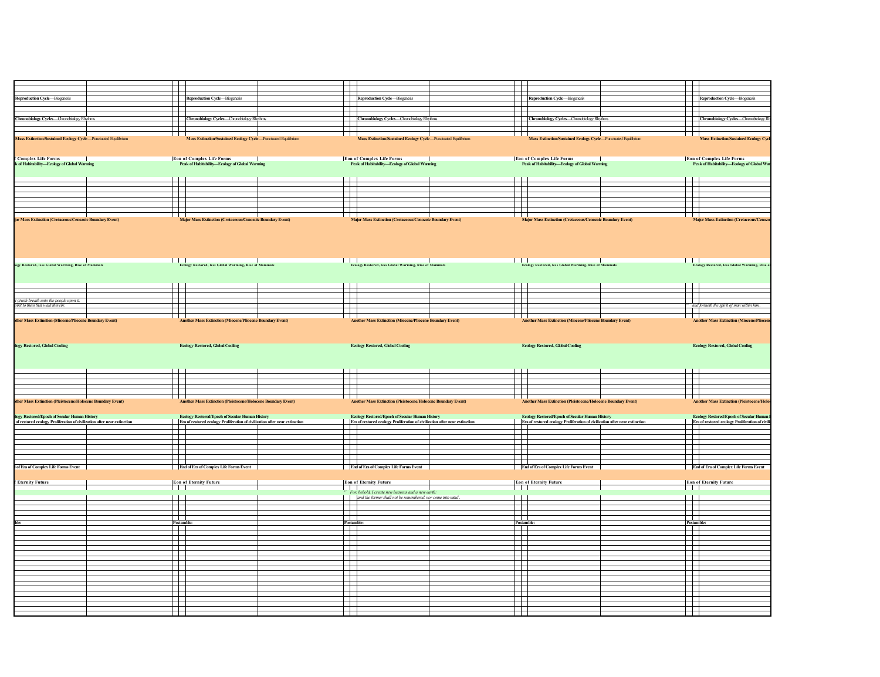| | | | | |
|---|---|---|---|---|
| **Reproduction Cycle**—Biogenesis | **Reproduction Cycle**—Biogenesis | **Reproduction Cycle**—Biogenesis | **Reproduction Cycle**—Biogenesis | **Reproduction Cycle**—Biogenesis |
| **Chronobiology Cycles**—Chronobiology Rhythms | **Chronobiology Cycles**—Chronobiology Rhythms | **Chronobiology Cycles**—Chronobiology Rhythms | **Chronobiology Cycles**—Chronobiology Rhythms | **Chronobiology Cycles**—Chronobiology Rh |
| **Mass Extinction/Sustained Ecology Cycle**—Punctuated Equilibrium | **Mass Extinction/Sustained Ecology Cycle**—Punctuated Equilibrium | **Mass Extinction/Sustained Ecology Cycle**—Punctuated Equilibrium | **Mass Extinction/Sustained Ecology Cycle**—Punctuated Equilibrium | **Mass Extinction/Sustained Ecology Cycl** |
| **f Complex Life Forms** | **Eon of Complex Life Forms** | **Eon of Complex Life Forms** | **Eon of Complex Life Forms** | **Eon of Complex Life Forms** |
| **k of Habitability—Ecology of Global Warming** | **Peak of Habitability—Ecology of Global Warming** | **Peak of Habitability—Ecology of Global Warming** | **Peak of Habitability—Ecology of Global Warming** | **Peak of Habitability—Ecology of Global War** |
| **jor Mass Extinction (Cretaceous/Cenozoic Boundary Event)** | **Major Mass Extinction (Cretaceous/Cenozoic Boundary Event)** | **Major Mass Extinction (Cretaceous/Cenozoic Boundary Event)** | **Major Mass Extinction (Cretaceous/Cenozoic Boundary Event)** | **Major Mass Extinction (Cretaceous/Cenozo** |
| **logy Restored, less Global Warming, Rise of Mammals** | **Ecology Restored, less Global Warming, Rise of Mammals** | **Ecology Restored, less Global Warming, Rise of Mammals** | **Ecology Restored, less Global Warming, Rise of Mammals** | **Ecology Restored, less Global Warming, Rise o** |
| *t giveth breath unto the people upon it, pirit to them that walk therein:* | | | | *and formeth the spirit of man within him.* |
| **other Mass Extinction (Miocene/Pliocene Boundary Event)** | **Another Mass Extinction (Miocene/Pliocene Boundary Event)** | **Another Mass Extinction (Miocene/Pliocene Boundary Event)** | **Another Mass Extinction (Miocene/Pliocene Boundary Event)** | **Another Mass Extinction (Miocene/Pliocen** |
| **logy Restored, Global Cooling** | **Ecology Restored, Global Cooling** | **Ecology Restored, Global Cooling** | **Ecology Restored, Global Cooling** | **Ecology Restored, Global Cooling** |
| **other Mass Extinction (Pleistocene/Holocene Boundary Event)** | **Another Mass Extinction (Pleistocene/Holocene Boundary Event)** | **Another Mass Extinction (Pleistocene/Holocene Boundary Event)** | **Another Mass Extinction (Pleistocene/Holocene Boundary Event)** | **Another Mass Extinction (Pleistocene/Holo** |
| **logy Restored/Epoch of Secular Human History** | **Ecology Restored/Epoch of Secular Human History** | **Ecology Restored/Epoch of Secular Human History** | **Ecology Restored/Epoch of Secular Human History** | **Ecology Restored/Epoch of Secular Human** |
| **of restored ecology Proliferation of civilization after near extinction** | **Era of restored ecology Proliferation of civilization after near extinction** | **Era of restored ecology Proliferation of civilization after near extinction** | **Era of restored ecology Proliferation of civilization after near extinction** | **Era of restored ecology Proliferation of civili** |
| **l of Era of Complex Life Forms Event** | **End of Era of Complex Life Forms Event** | **End of Era of Complex Life Forms Event** | **End of Era of Complex Life Forms Event** | **End of Era of Complex Life Forms Event** |
| **f Eternity Future** | **Eon of Eternity Future** | **Eon of Eternity Future** | **Eon of Eternity Future** | **Eon of Eternity Future** |
| | | *For, behold, I create new heavens and a new earth: and the former shall not be remembered, nor come into mind.* | | |
| **ble:** | **Postamble:** | **Postamble:** | **Postamble:** | **Postamble:** |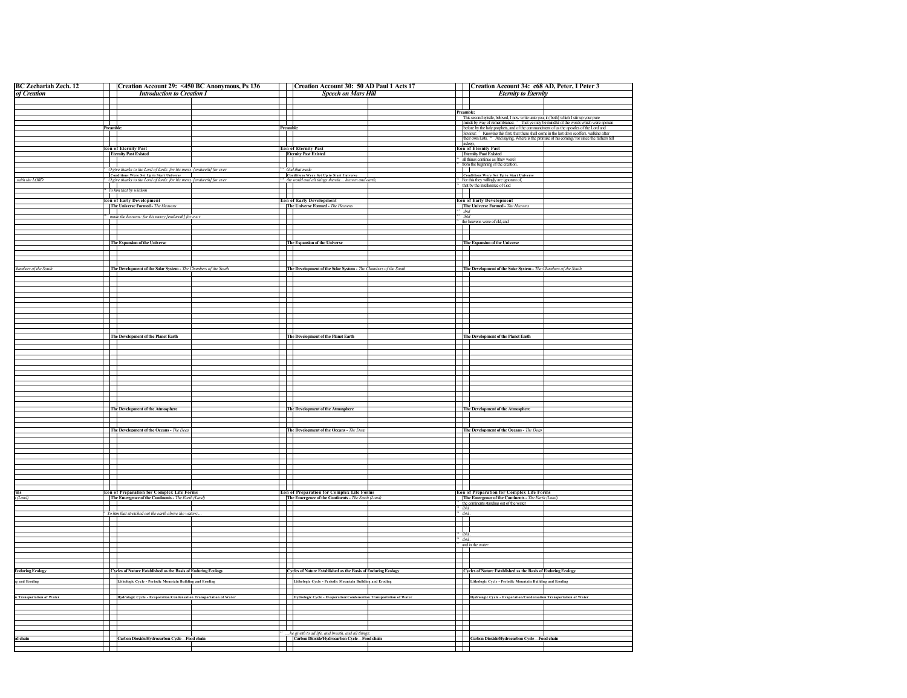| BC Zechariah Zech. 12 | Creation Account 29: <450 BC Anonymous, Ps 136 | Creation Account 30: 50 AD Paul 1 Acts 17 | Creation Account 34: c68 AD, Peter, I Peter 3 |
|---|---|---|---|
| *of Creation* | *Introduction to Creation I* | *Speech on Mars Hill* | *Eternity to Eternity* |
| | | | **Preamble:** This second epistle, beloved, I now write unto you; in [both] which I stir up your pure minds by way of remembrance: That ye may be mindful of the words which were spoken before by the holy prophets, and of the commandment of us the apostles of the Lord and Saviour: Knowing this first, that there shall come in the last days scoffers, walking after their own lusts, And saying, Where is the promise of his coming? for since the fathers fell asleep, |
| | **Preamble:** | **Preamble:** | |
| | **Eon of Eternity Past** | **Eon of Eternity Past** | **Eon of Eternity Past** |
| | **Eternity Past Existed** | **Eternity Past Existed** | **Eternity Past Existed** |
| | | | all things continue as [they were] |
| | | | from the beginning of the creation. |
| | *O give thanks to the Lord of lords: for his mercy [endureth] for ever* | *God that made* | |
| | **Conditions Were Set Up to Start Universe** | **Conditions Were Set Up to Start Universe** | **Conditions Were Set Up to Start Universe** |
| *saith the LORD* | *O give thanks to the Lord of lords: for his mercy [endureth] for ever* | *the world and all things therein.... heaven and earth,* | For this they willingly are ignorant of, |
| | | | that by the intelligence of God |
| | *To him that by wisdom* | | |
| | **Eon of Early Development** | **Eon of Early Development** | **Eon of Early Development** |
| | **The Universe Formed** - *The Heavens* | **The Universe Formed** - *The Heavens* | **The Universe Formed** - *The Heavens* |
| | | | *ibid* |
| | *made the heavens: for his mercy [endureth] for ever.* | | *ibid* |
| | | | the heavens were of old, and |
| | **The Expansion of the Universe** | **The Expansion of the Universe** | **The Expansion of the Universe** |
| *hambers of the South* | **The Development of the Solar System** - *The Chambers of the South* | **The Development of the Solar System** - *The Chambers of the South* | **The Development of the Solar System** - *The Chambers of the South* |
| | **The Development of the Planet Earth** | **The Development of the Planet Earth** | **The Development of the Planet Earth** |
| | **The Development of the Atmosphere** | **The Development of the Atmosphere** | **The Development of the Atmosphere** |
| | **The Development of the Oceans** - *The Deep* | **The Development of the Oceans** - *The Deep* | **The Development of the Oceans** - *The Deep* |
| **ms** | **Eon of Preparation for Complex Life Forms** | **Eon of Preparation for Complex Life Forms** | **Eon of Preparation for Complex Life Forms** |
| *(Land)* | **The Emergence of the Continents** - *The Earth (Land)* | **The Emergence of the Continents** - *The Earth (Land)* | **The Emergence of the Continents** - *The Earth (Land)* |
| | | | the continents standing out of the water |
| | | | *ibid* |
| | *To him that stretched out the earth above the waters:...* | | *ibid* |
| | | | *ibid* |
| | | | *ibid* |
| | | | and in the water: |
| **Enduring Ecology** | **Cycles of Nature Established as the Basis of Enduring Ecology** | **Cycles of Nature Established as the Basis of Enduring Ecology** | **Cycles of Nature Established as the Basis of Enduring Ecology** |
| **g and Eroding** | **Lithologic Cycle - Periodic Mountain Building and Eroding** | **Lithologic Cycle - Periodic Mountain Building and Eroding** | **Lithologic Cycle - Periodic Mountain Building and Eroding** |
| **n Transportation of Water** | **Hydrologic Cycle - Evaporation/Condensation Transportation of Water** | **Hydrologic Cycle - Evaporation/Condensation Transportation of Water** | **Hydrologic Cycle - Evaporation/Condensation Transportation of Water** |
| | | *...he giveth to all life, and breath, and all things;* | |
| **d chain** | **Carbon Dioxide/Hydrocarbon Cycle—Food chain** | **Carbon Dioxide/Hydrocarbon Cycle—Food chain** | **Carbon Dioxide/Hydrocarbon Cycle—Food chain** |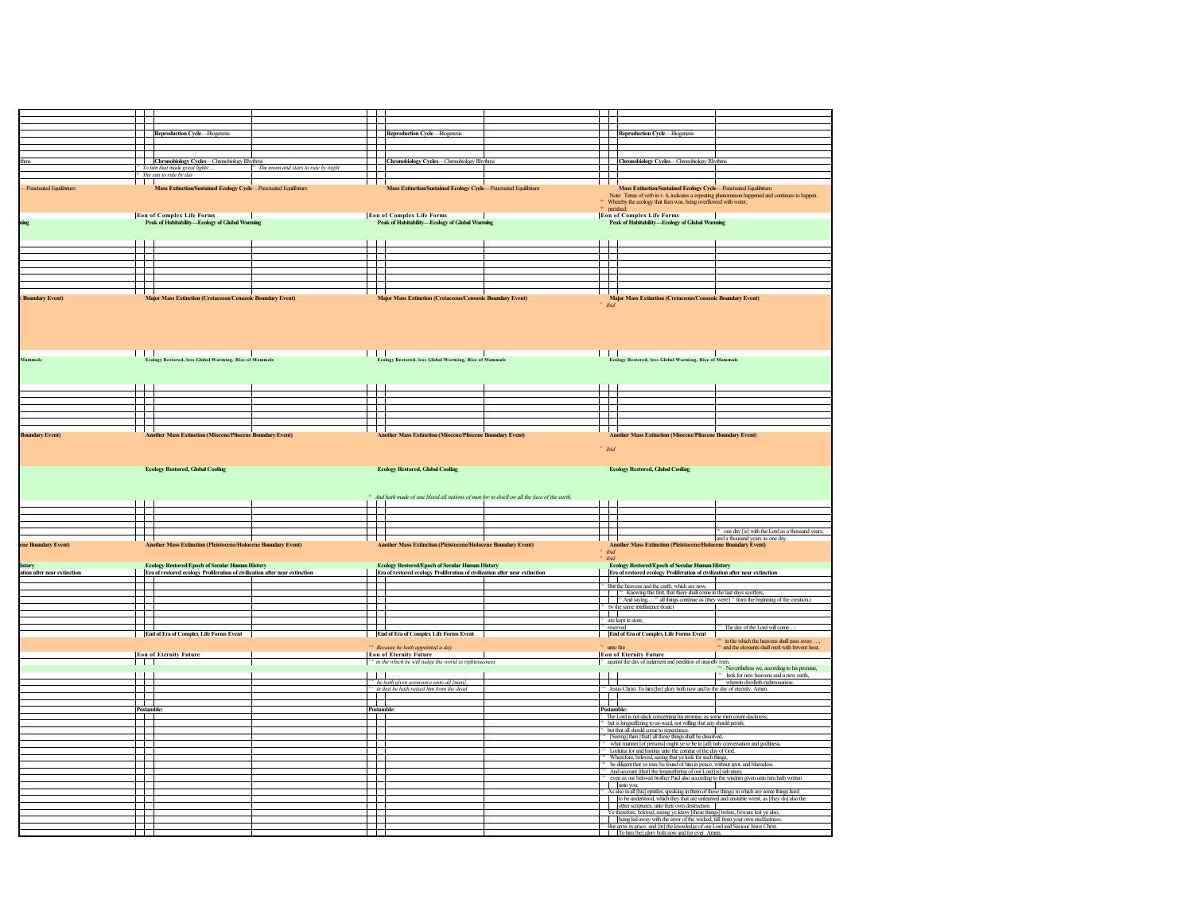| | | | |
|---|---|---|---|
| | **Reproduction Cycle**—Biogenesis | **Reproduction Cycle**—Biogenesis | **Reproduction Cycle**—Biogenesis |
| thms | **Chronobiology Cycles**—Chronobiology Rhythms<br>*To him that made great lights:...* *The moon and stars to rule by night*<br>*The sun to rule by day* | **Chronobiology Cycles**—Chronobiology Rhythms | **Chronobiology Cycles**—Chronobiology Rhythms |
| —Punctuated Equilibrium | **Mass Extinction/Sustained Ecology Cycle**—Punctuated Equilibrium | **Mass Extinction/Sustained Ecology Cycle**—Punctuated Equilibrium | **Mass Extinction/Sustained Ecology Cycle**—Punctuated Equilibrium<br>Note: Tense of verb in v. 6, indicates a repeating phenomenon happened and continues to happen.<br>Whereby the ecology that then was, being overflowed with water,<br>perished; |
| | **Eon of Complex Life Forms** | **Eon of Complex Life Forms** | **Eon of Complex Life Forms** |
| ning | **Peak of Habitability—Ecology of Global Warming** | **Peak of Habitability—Ecology of Global Warming** | **Peak of Habitability—Ecology of Global Warming** |
| Boundary Event) | **Major Mass Extinction (Cretaceous/Cenozoic Boundary Event)** | **Major Mass Extinction (Cretaceous/Cenozoic Boundary Event)** | **Major Mass Extinction (Cretaceous/Cenozoic Boundary Event)**<br>*ibid* |
| Mammals | **Ecology Restored, less Global Warming, Rise of Mammals** | **Ecology Restored, less Global Warming, Rise of Mammals** | **Ecology Restored, less Global Warming, Rise of Mammals** |
| Boundary Event) | **Another Mass Extinction (Miocene/Pliocene Boundary Event)** | **Another Mass Extinction (Miocene/Pliocene Boundary Event)** | **Another Mass Extinction (Miocene/Pliocene Boundary Event)**<br>*ibid* |
| | **Ecology Restored, Global Cooling** | **Ecology Restored, Global Cooling**<br>*And hath made of one blood all nations of men for to dwell on all the face of the earth,* | **Ecology Restored, Global Cooling** |
| | | | one day [is] with the Lord as a thousand years, and a thousand years as one day. |
| ene Boundary Event) | **Another Mass Extinction (Pleistocene/Holocene Boundary Event)** | **Another Mass Extinction (Pleistocene/Holocene Boundary Event)** | *ibid*<br>**Another Mass Extinction (Pleistocene/Holocene Boundary Event)**<br>*ibid* |
| History | **Ecology Restored/Epoch of Secular Human History** | **Ecology Restored/Epoch of Secular Human History** | **Ecology Restored/Epoch of Secular Human History** |
| ation after near extinction | **Era of restored ecology Proliferation of civilization after near extinction** | **Era of restored ecology Proliferation of civilization after near extinction** | **Era of restored ecology Proliferation of civilization after near extinction** |
| | | | But the heavens and the earth, which are now,<br>Knowing this first, that there shall come in the last days scoffers,<br>And saying, ... all things continue as [they were] from the beginning of the creation.)<br>by the same intelligence (logic)<br>are kept in store,<br>reserved The day of the Lord will come...; |
| | **End of Era of Complex Life Forms Event** | **End of Era of Complex Life Forms Event**<br>*Because he hath appointed a day* | **End of Era of Complex Life Forms Event**<br>in the which the heavens shall pass away ...,<br>unto fire and the elements shall melt with fervent heat, |
| | **Eon of Eternity Future** | **Eon of Eternity Future**<br>*in the which he will judge the world in righteousness* | **Eon of Eternity Future**<br>against the day of judgment and perdition of ungodly men.<br>Nevertheless we, according to his promise,<br>look for new heavens and a new earth,<br>wherein dwelleth righteousness. |
| | | *he hath given assurance unto all [men],*<br>*in that he hath raised him from the dead* | Jesus Christ. To him [be] glory both now and to the day of eternity. Amen. |
| | **Postamble:** | **Postamble:** | **Postamble:**<br>The Lord is not slack concerning his promise, as some men count slackness;<br>but is longsuffering to us-ward, not willing that any should perish,<br>but that all should come to repentance.<br>[Seeing] then [that] all these things shall be dissolved,<br>what manner [of persons] ought ye to be in [all] holy conversation and godliness,<br>Looking for and hasting unto the coming of the day of God,<br>Wherefore, beloved, seeing that ye look for such things,<br>be diligent that ye may be found of him in peace, without spot, and blameless.<br>And account [that] the longsuffering of our Lord [is] salvation;<br>even as our beloved brother Paul also according to the wisdom given unto him hath written unto you;<br>As also in all [his] epistles, speaking in them of these things; in which are some things hard to be understood, which they that are unlearned and unstable wrest, as [they do] also the other scriptures, unto their own destruction.<br>Ye therefore, beloved, seeing ye know [these things] before, beware lest ye also, being led away with the error of the wicked, fall from your own stedfastness.<br>But grow in grace, and [in] the knowledge of our Lord and Saviour Jesus Christ.<br>To him [be] glory both now and for ever. Amen. |